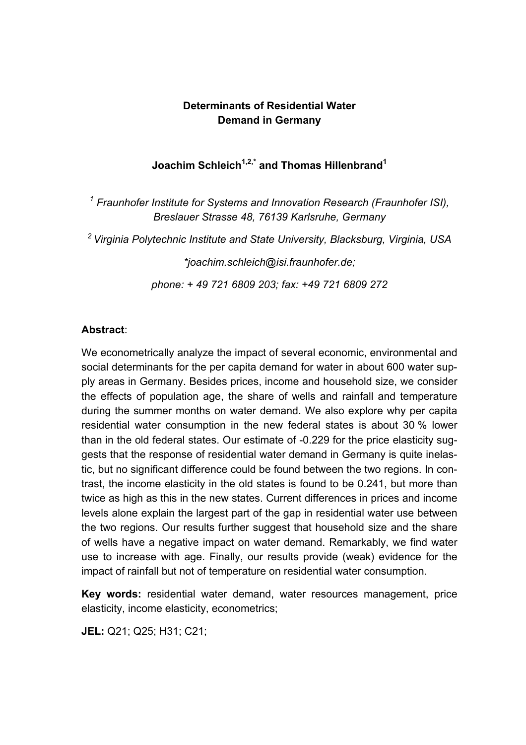# Determinants of Residential Water Demand in Germany

**Joachim Schleich[1,2,*] and Thomas Hillenbrand[1]**

*[1] Fraunhofer Institute for Systems and Innovation Research (Fraunhofer ISI), Breslauer Strasse 48, 76139 Karlsruhe, Germany*

*[2] Virginia Polytechnic Institute and State University, Blacksburg, Virginia, USA*

*\*joachim.schleich@isi.fraunhofer.de;*

*phone: + 49 721 6809 203; fax: +49 721 6809 272*

**Abstract**:

We econometrically analyze the impact of several economic, environmental and social determinants for the per capita demand for water in about 600 water supply areas in Germany. Besides prices, income and household size, we consider the effects of population age, the share of wells and rainfall and temperature during the summer months on water demand. We also explore why per capita residential water consumption in the new federal states is about 30 % lower than in the old federal states. Our estimate of -0.229 for the price elasticity suggests that the response of residential water demand in Germany is quite inelastic, but no significant difference could be found between the two regions. In contrast, the income elasticity in the old states is found to be 0.241, but more than twice as high as this in the new states. Current differences in prices and income levels alone explain the largest part of the gap in residential water use between the two regions. Our results further suggest that household size and the share of wells have a negative impact on water demand. Remarkably, we find water use to increase with age. Finally, our results provide (weak) evidence for the impact of rainfall but not of temperature on residential water consumption.

**Key words:** residential water demand, water resources management, price elasticity, income elasticity, econometrics;

**JEL:** Q21; Q25; H31; C21;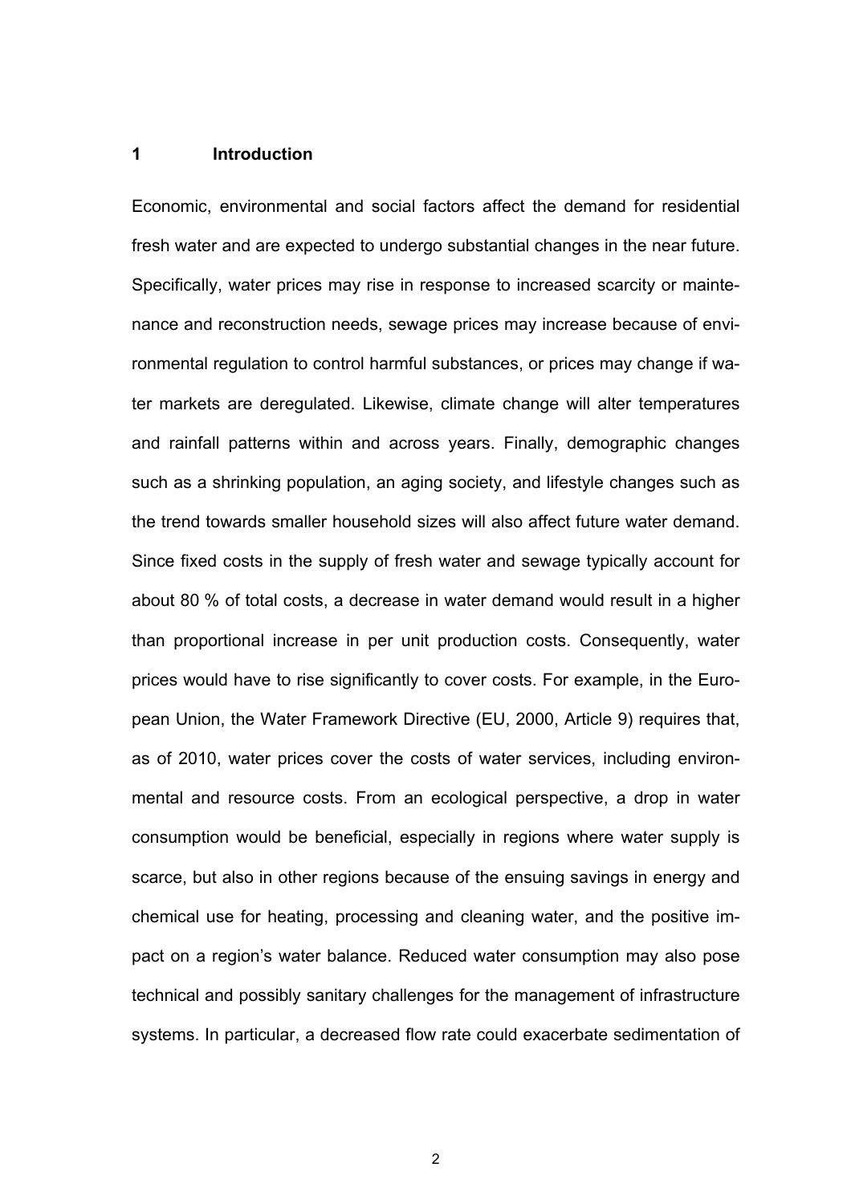# 1 Introduction

Economic, environmental and social factors affect the demand for residential fresh water and are expected to undergo substantial changes in the near future. Specifically, water prices may rise in response to increased scarcity or maintenance and reconstruction needs, sewage prices may increase because of environmental regulation to control harmful substances, or prices may change if water markets are deregulated. Likewise, climate change will alter temperatures and rainfall patterns within and across years. Finally, demographic changes such as a shrinking population, an aging society, and lifestyle changes such as the trend towards smaller household sizes will also affect future water demand. Since fixed costs in the supply of fresh water and sewage typically account for about 80 % of total costs, a decrease in water demand would result in a higher than proportional increase in per unit production costs. Consequently, water prices would have to rise significantly to cover costs. For example, in the European Union, the Water Framework Directive (EU, 2000, Article 9) requires that, as of 2010, water prices cover the costs of water services, including environmental and resource costs. From an ecological perspective, a drop in water consumption would be beneficial, especially in regions where water supply is scarce, but also in other regions because of the ensuing savings in energy and chemical use for heating, processing and cleaning water, and the positive impact on a region's water balance. Reduced water consumption may also pose technical and possibly sanitary challenges for the management of infrastructure systems. In particular, a decreased flow rate could exacerbate sedimentation of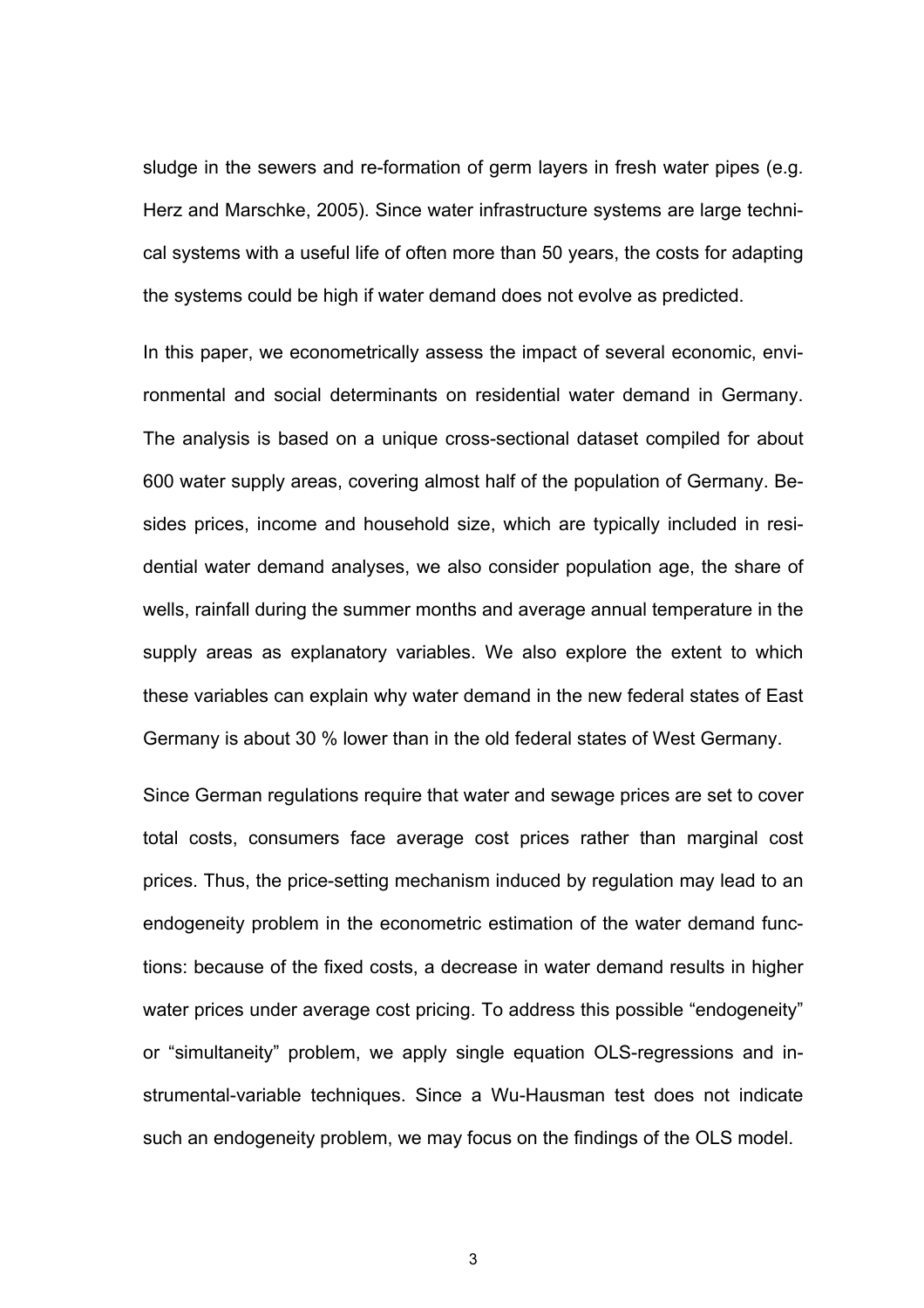sludge in the sewers and re-formation of germ layers in fresh water pipes (e.g. Herz and Marschke, 2005). Since water infrastructure systems are large technical systems with a useful life of often more than 50 years, the costs for adapting the systems could be high if water demand does not evolve as predicted.

In this paper, we econometrically assess the impact of several economic, environmental and social determinants on residential water demand in Germany. The analysis is based on a unique cross-sectional dataset compiled for about 600 water supply areas, covering almost half of the population of Germany. Besides prices, income and household size, which are typically included in residential water demand analyses, we also consider population age, the share of wells, rainfall during the summer months and average annual temperature in the supply areas as explanatory variables. We also explore the extent to which these variables can explain why water demand in the new federal states of East Germany is about 30 % lower than in the old federal states of West Germany.

Since German regulations require that water and sewage prices are set to cover total costs, consumers face average cost prices rather than marginal cost prices. Thus, the price-setting mechanism induced by regulation may lead to an endogeneity problem in the econometric estimation of the water demand functions: because of the fixed costs, a decrease in water demand results in higher water prices under average cost pricing. To address this possible "endogeneity" or "simultaneity" problem, we apply single equation OLS-regressions and instrumental-variable techniques. Since a Wu-Hausman test does not indicate such an endogeneity problem, we may focus on the findings of the OLS model.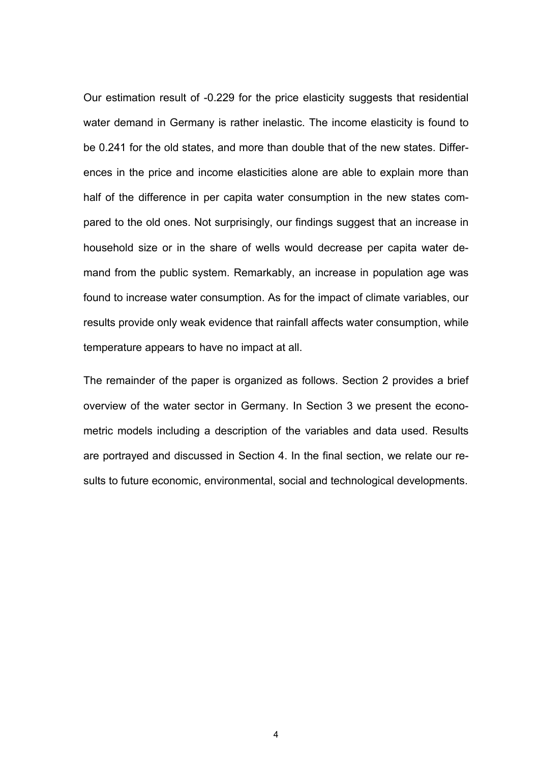Our estimation result of -0.229 for the price elasticity suggests that residential water demand in Germany is rather inelastic. The income elasticity is found to be 0.241 for the old states, and more than double that of the new states. Differences in the price and income elasticities alone are able to explain more than half of the difference in per capita water consumption in the new states compared to the old ones. Not surprisingly, our findings suggest that an increase in household size or in the share of wells would decrease per capita water demand from the public system. Remarkably, an increase in population age was found to increase water consumption. As for the impact of climate variables, our results provide only weak evidence that rainfall affects water consumption, while temperature appears to have no impact at all.

The remainder of the paper is organized as follows. Section 2 provides a brief overview of the water sector in Germany. In Section 3 we present the econometric models including a description of the variables and data used. Results are portrayed and discussed in Section 4. In the final section, we relate our results to future economic, environmental, social and technological developments.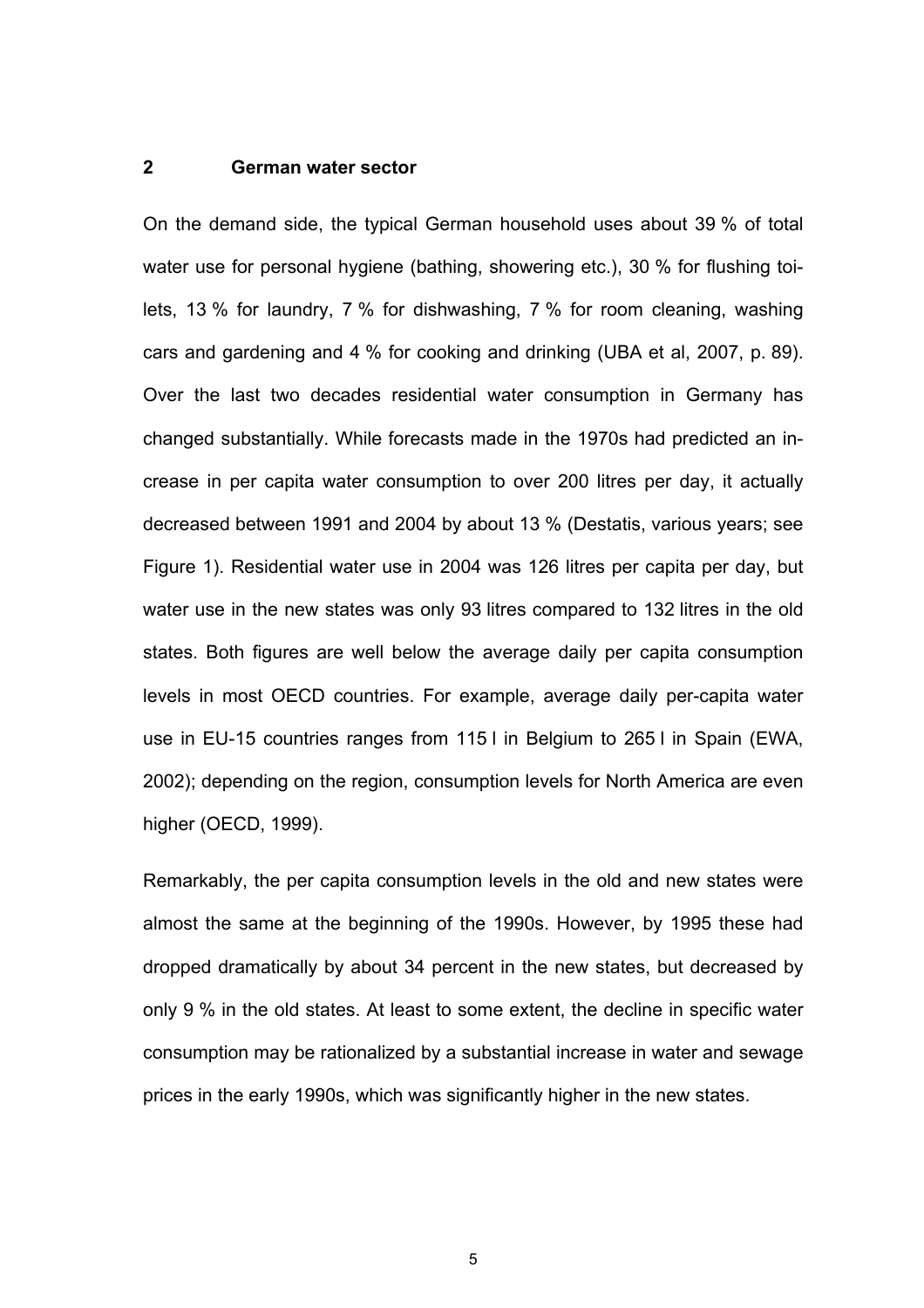## 2 German water sector

On the demand side, the typical German household uses about 39 % of total water use for personal hygiene (bathing, showering etc.), 30 % for flushing toilets, 13 % for laundry, 7 % for dishwashing, 7 % for room cleaning, washing cars and gardening and 4 % for cooking and drinking (UBA et al, 2007, p. 89). Over the last two decades residential water consumption in Germany has changed substantially. While forecasts made in the 1970s had predicted an increase in per capita water consumption to over 200 litres per day, it actually decreased between 1991 and 2004 by about 13 % (Destatis, various years; see Figure 1). Residential water use in 2004 was 126 litres per capita per day, but water use in the new states was only 93 litres compared to 132 litres in the old states. Both figures are well below the average daily per capita consumption levels in most OECD countries. For example, average daily per-capita water use in EU-15 countries ranges from 115 l in Belgium to 265 l in Spain (EWA, 2002); depending on the region, consumption levels for North America are even higher (OECD, 1999).

Remarkably, the per capita consumption levels in the old and new states were almost the same at the beginning of the 1990s. However, by 1995 these had dropped dramatically by about 34 percent in the new states, but decreased by only 9 % in the old states. At least to some extent, the decline in specific water consumption may be rationalized by a substantial increase in water and sewage prices in the early 1990s, which was significantly higher in the new states.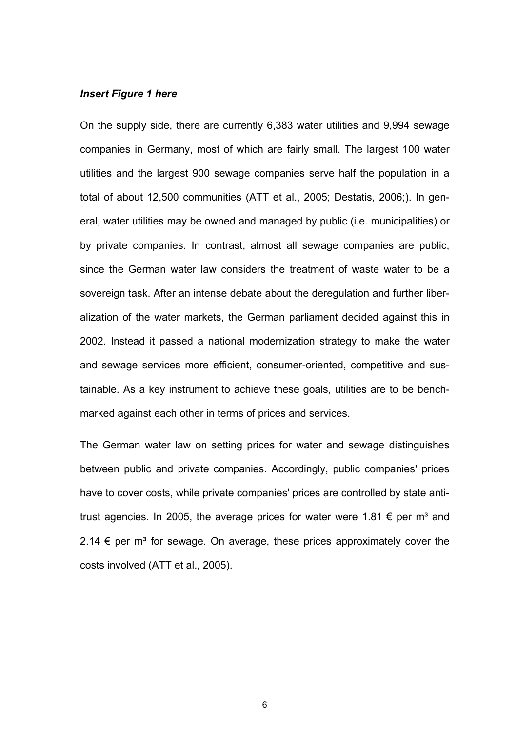*Insert Figure 1 here*

On the supply side, there are currently 6,383 water utilities and 9,994 sewage companies in Germany, most of which are fairly small. The largest 100 water utilities and the largest 900 sewage companies serve half the population in a total of about 12,500 communities (ATT et al., 2005; Destatis, 2006;). In general, water utilities may be owned and managed by public (i.e. municipalities) or by private companies. In contrast, almost all sewage companies are public, since the German water law considers the treatment of waste water to be a sovereign task. After an intense debate about the deregulation and further liberalization of the water markets, the German parliament decided against this in 2002. Instead it passed a national modernization strategy to make the water and sewage services more efficient, consumer-oriented, competitive and sustainable. As a key instrument to achieve these goals, utilities are to be benchmarked against each other in terms of prices and services.

The German water law on setting prices for water and sewage distinguishes between public and private companies. Accordingly, public companies' prices have to cover costs, while private companies' prices are controlled by state antitrust agencies. In 2005, the average prices for water were 1.81 € per m³ and 2.14 € per m³ for sewage. On average, these prices approximately cover the costs involved (ATT et al., 2005).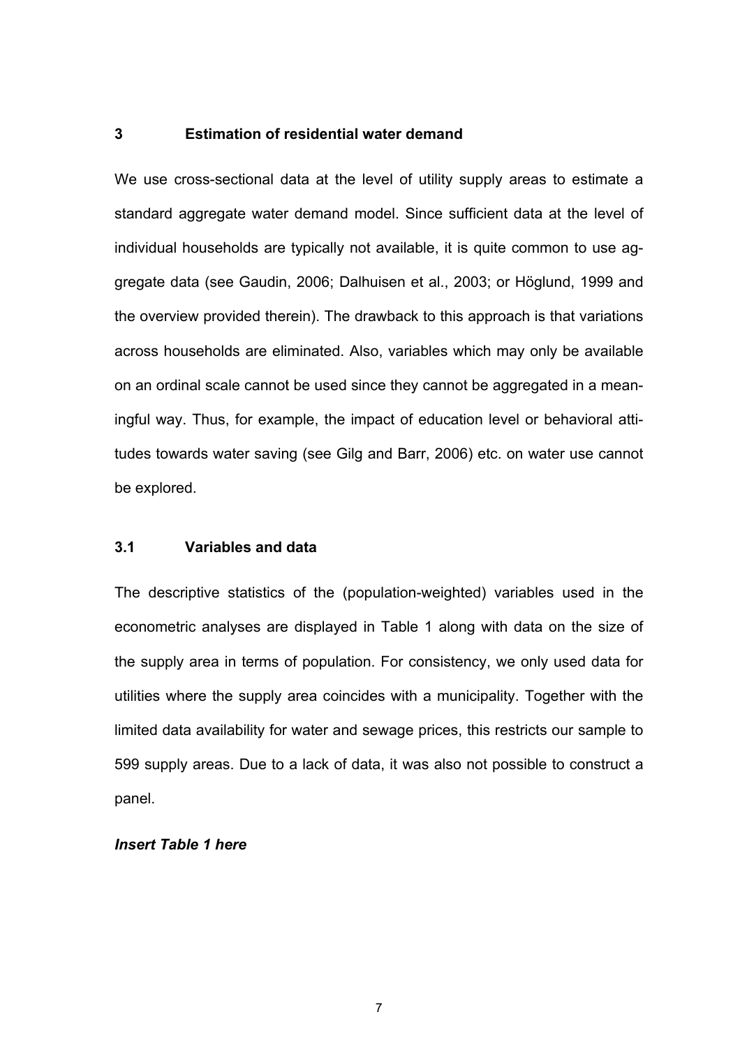## 3 Estimation of residential water demand

We use cross-sectional data at the level of utility supply areas to estimate a standard aggregate water demand model. Since sufficient data at the level of individual households are typically not available, it is quite common to use aggregate data (see Gaudin, 2006; Dalhuisen et al., 2003; or Höglund, 1999 and the overview provided therein). The drawback to this approach is that variations across households are eliminated. Also, variables which may only be available on an ordinal scale cannot be used since they cannot be aggregated in a meaningful way. Thus, for example, the impact of education level or behavioral attitudes towards water saving (see Gilg and Barr, 2006) etc. on water use cannot be explored.

### 3.1 Variables and data

The descriptive statistics of the (population-weighted) variables used in the econometric analyses are displayed in Table 1 along with data on the size of the supply area in terms of population. For consistency, we only used data for utilities where the supply area coincides with a municipality. Together with the limited data availability for water and sewage prices, this restricts our sample to 599 supply areas. Due to a lack of data, it was also not possible to construct a panel.

***Insert Table 1 here***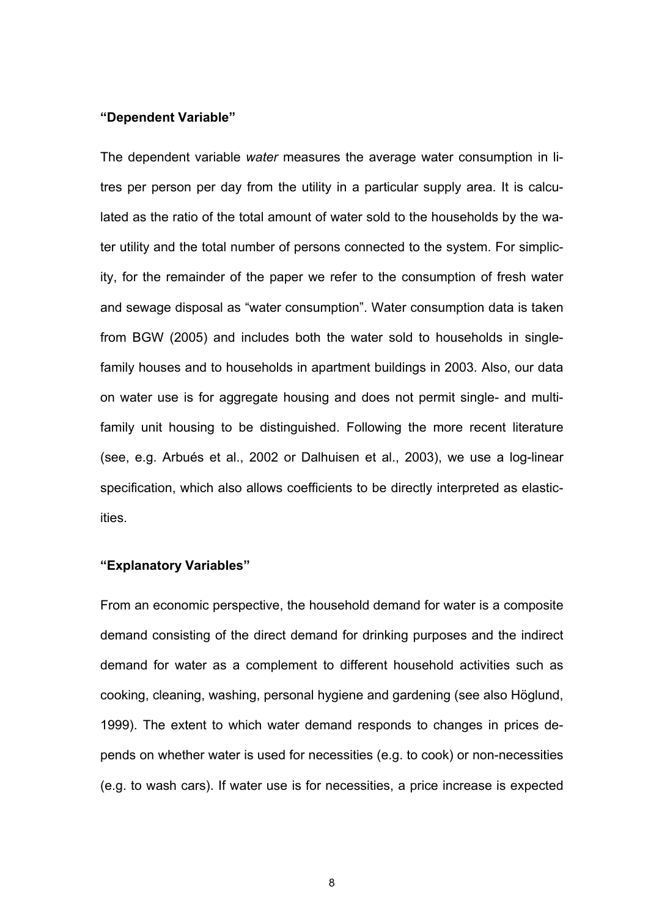**“Dependent Variable”**

The dependent variable *water* measures the average water consumption in litres per person per day from the utility in a particular supply area. It is calculated as the ratio of the total amount of water sold to the households by the water utility and the total number of persons connected to the system. For simplicity, for the remainder of the paper we refer to the consumption of fresh water and sewage disposal as “water consumption”. Water consumption data is taken from BGW (2005) and includes both the water sold to households in single-family houses and to households in apartment buildings in 2003. Also, our data on water use is for aggregate housing and does not permit single- and multi-family unit housing to be distinguished. Following the more recent literature (see, e.g. Arbués et al., 2002 or Dalhuisen et al., 2003), we use a log-linear specification, which also allows coefficients to be directly interpreted as elasticities.

**“Explanatory Variables”**

From an economic perspective, the household demand for water is a composite demand consisting of the direct demand for drinking purposes and the indirect demand for water as a complement to different household activities such as cooking, cleaning, washing, personal hygiene and gardening (see also Höglund, 1999). The extent to which water demand responds to changes in prices depends on whether water is used for necessities (e.g. to cook) or non-necessities (e.g. to wash cars). If water use is for necessities, a price increase is expected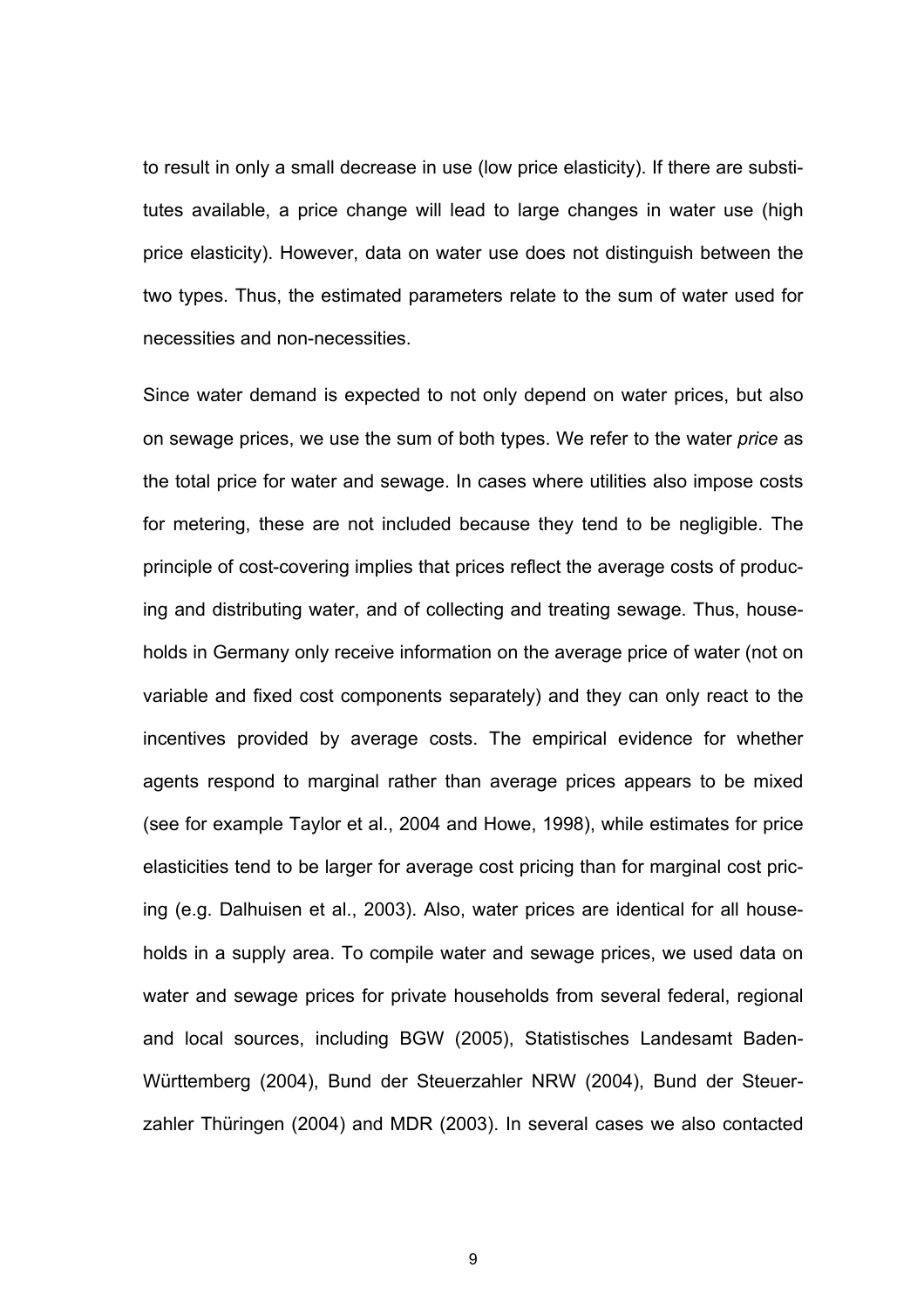to result in only a small decrease in use (low price elasticity). If there are substitutes available, a price change will lead to large changes in water use (high price elasticity). However, data on water use does not distinguish between the two types. Thus, the estimated parameters relate to the sum of water used for necessities and non-necessities.

Since water demand is expected to not only depend on water prices, but also on sewage prices, we use the sum of both types. We refer to the water *price* as the total price for water and sewage. In cases where utilities also impose costs for metering, these are not included because they tend to be negligible. The principle of cost-covering implies that prices reflect the average costs of producing and distributing water, and of collecting and treating sewage. Thus, households in Germany only receive information on the average price of water (not on variable and fixed cost components separately) and they can only react to the incentives provided by average costs. The empirical evidence for whether agents respond to marginal rather than average prices appears to be mixed (see for example Taylor et al., 2004 and Howe, 1998), while estimates for price elasticities tend to be larger for average cost pricing than for marginal cost pricing (e.g. Dalhuisen et al., 2003). Also, water prices are identical for all households in a supply area. To compile water and sewage prices, we used data on water and sewage prices for private households from several federal, regional and local sources, including BGW (2005), Statistisches Landesamt Baden-Württemberg (2004), Bund der Steuerzahler NRW (2004), Bund der Steuerzahler Thüringen (2004) and MDR (2003). In several cases we also contacted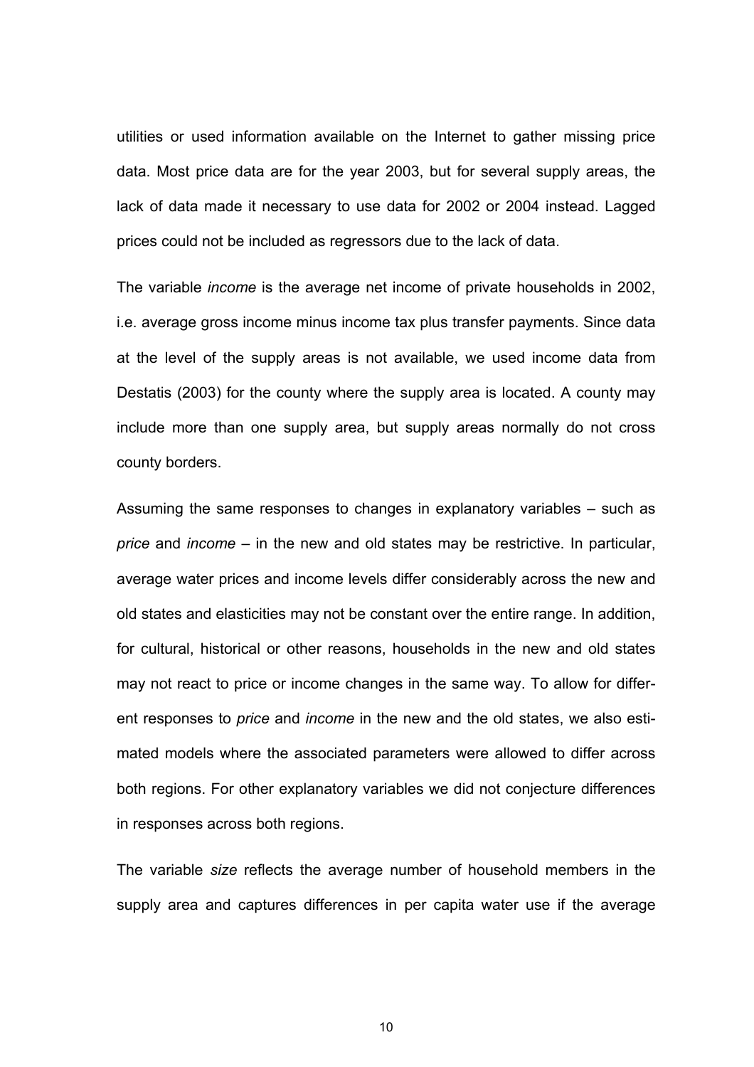utilities or used information available on the Internet to gather missing price data. Most price data are for the year 2003, but for several supply areas, the lack of data made it necessary to use data for 2002 or 2004 instead. Lagged prices could not be included as regressors due to the lack of data.

The variable *income* is the average net income of private households in 2002, i.e. average gross income minus income tax plus transfer payments. Since data at the level of the supply areas is not available, we used income data from Destatis (2003) for the county where the supply area is located. A county may include more than one supply area, but supply areas normally do not cross county borders.

Assuming the same responses to changes in explanatory variables – such as *price* and *income* – in the new and old states may be restrictive. In particular, average water prices and income levels differ considerably across the new and old states and elasticities may not be constant over the entire range. In addition, for cultural, historical or other reasons, households in the new and old states may not react to price or income changes in the same way. To allow for different responses to *price* and *income* in the new and the old states, we also estimated models where the associated parameters were allowed to differ across both regions. For other explanatory variables we did not conjecture differences in responses across both regions.

The variable *size* reflects the average number of household members in the supply area and captures differences in per capita water use if the average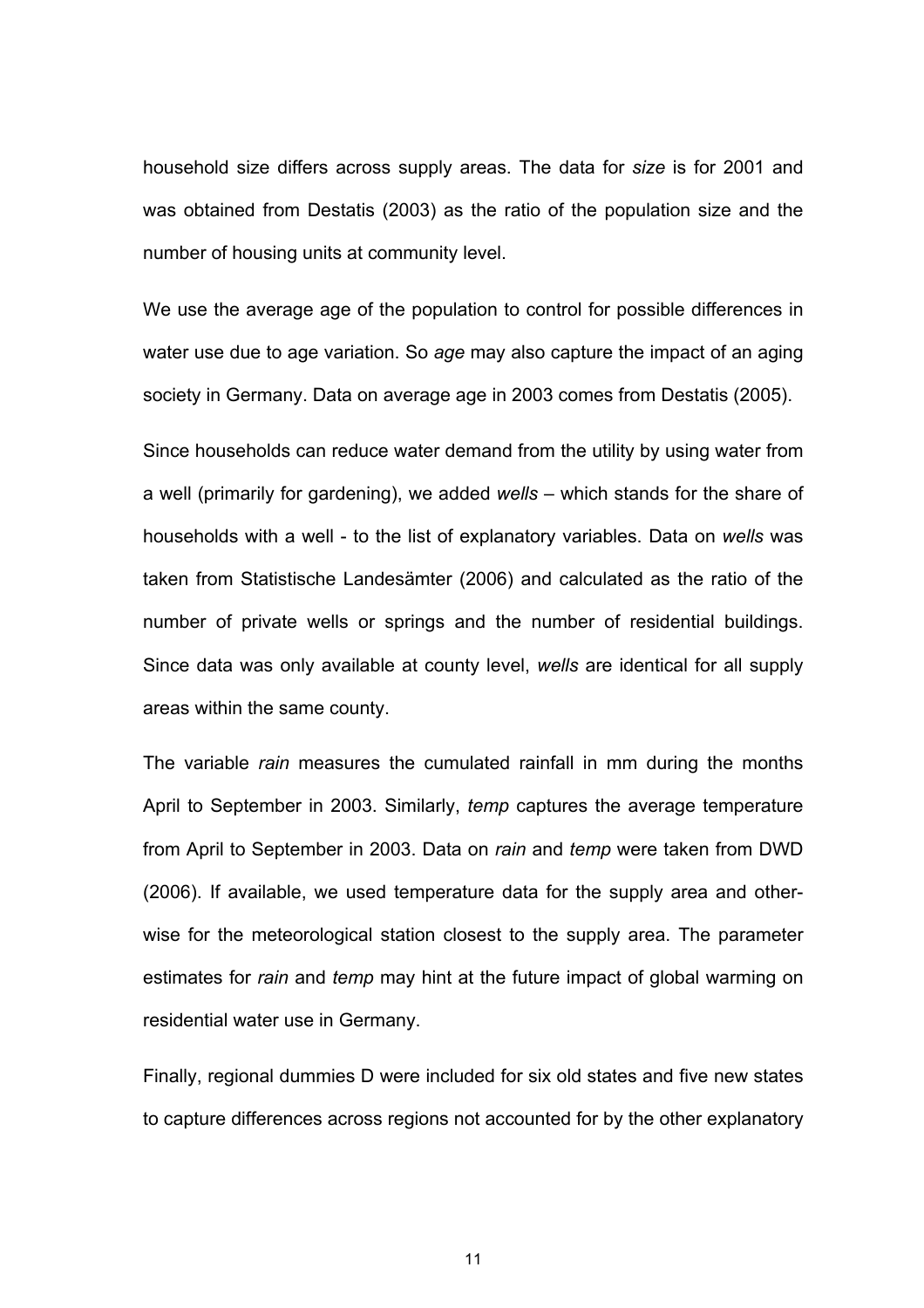household size differs across supply areas. The data for *size* is for 2001 and was obtained from Destatis (2003) as the ratio of the population size and the number of housing units at community level.

We use the average age of the population to control for possible differences in water use due to age variation. So *age* may also capture the impact of an aging society in Germany. Data on average age in 2003 comes from Destatis (2005).

Since households can reduce water demand from the utility by using water from a well (primarily for gardening), we added *wells* – which stands for the share of households with a well - to the list of explanatory variables. Data on *wells* was taken from Statistische Landesämter (2006) and calculated as the ratio of the number of private wells or springs and the number of residential buildings. Since data was only available at county level, *wells* are identical for all supply areas within the same county.

The variable *rain* measures the cumulated rainfall in mm during the months April to September in 2003. Similarly, *temp* captures the average temperature from April to September in 2003. Data on *rain* and *temp* were taken from DWD (2006). If available, we used temperature data for the supply area and otherwise for the meteorological station closest to the supply area. The parameter estimates for *rain* and *temp* may hint at the future impact of global warming on residential water use in Germany.

Finally, regional dummies D were included for six old states and five new states to capture differences across regions not accounted for by the other explanatory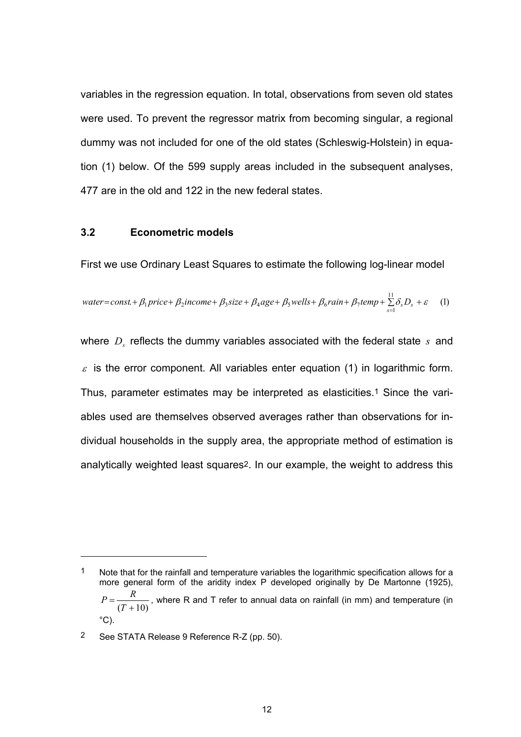variables in the regression equation. In total, observations from seven old states were used. To prevent the regressor matrix from becoming singular, a regional dummy was not included for one of the old states (Schleswig-Holstein) in equation (1) below. Of the 599 supply areas included in the subsequent analyses, 477 are in the old and 122 in the new federal states.

### 3.2 Econometric models

First we use Ordinary Least Squares to estimate the following log-linear model

$$water = const. + \beta_1 price + \beta_2 income + \beta_3 size + \beta_4 age + \beta_5 wells + \beta_6 rain + \beta_7 temp + \sum_{s=1}^{11} \delta_s D_s + \varepsilon \quad (1)$$

where $D_s$ reflects the dummy variables associated with the federal state $s$ and $\varepsilon$ is the error component. All variables enter equation (1) in logarithmic form. Thus, parameter estimates may be interpreted as elasticities.[1] Since the variables used are themselves observed averages rather than observations for individual households in the supply area, the appropriate method of estimation is analytically weighted least squares[2]. In our example, the weight to address this

---

[1] Note that for the rainfall and temperature variables the logarithmic specification allows for a more general form of the aridity index P developed originally by De Martonne (1925), $P = \frac{R}{(T+10)}$, where R and T refer to annual data on rainfall (in mm) and temperature (in °C).

[2] See STATA Release 9 Reference R-Z (pp. 50).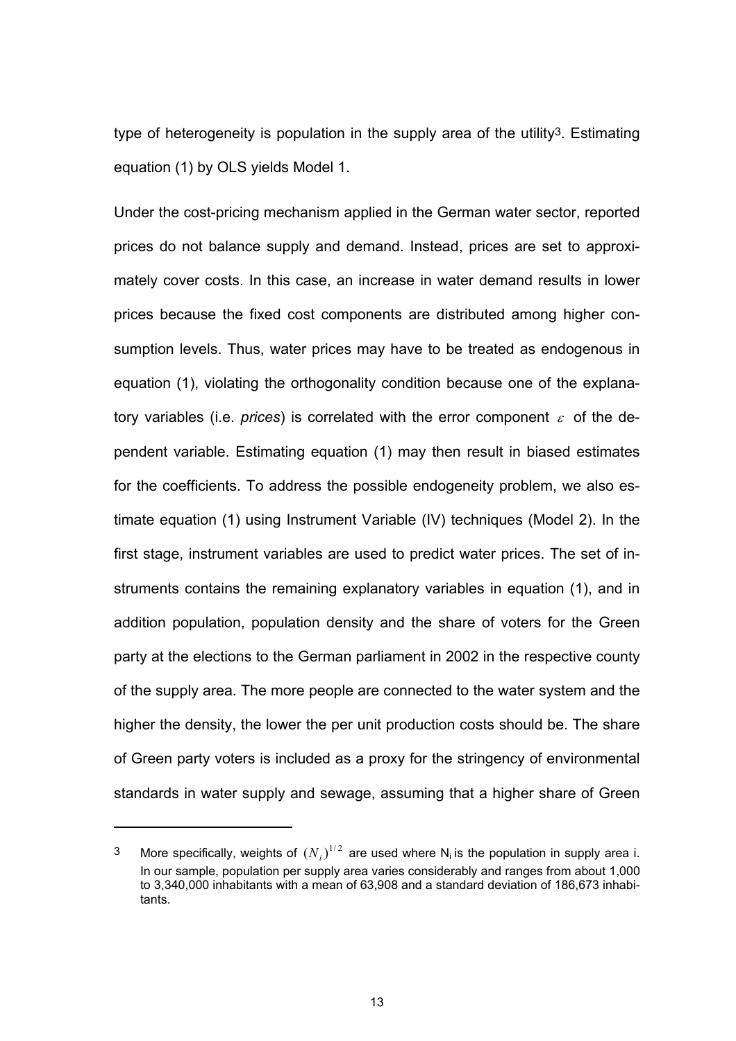type of heterogeneity is population in the supply area of the utility[3]. Estimating equation (1) by OLS yields Model 1.

Under the cost-pricing mechanism applied in the German water sector, reported prices do not balance supply and demand. Instead, prices are set to approximately cover costs. In this case, an increase in water demand results in lower prices because the fixed cost components are distributed among higher consumption levels. Thus, water prices may have to be treated as endogenous in equation (1), violating the orthogonality condition because one of the explanatory variables (i.e. *prices*) is correlated with the error component $\varepsilon$ of the dependent variable. Estimating equation (1) may then result in biased estimates for the coefficients. To address the possible endogeneity problem, we also estimate equation (1) using Instrument Variable (IV) techniques (Model 2). In the first stage, instrument variables are used to predict water prices. The set of instruments contains the remaining explanatory variables in equation (1), and in addition population, population density and the share of voters for the Green party at the elections to the German parliament in 2002 in the respective county of the supply area. The more people are connected to the water system and the higher the density, the lower the per unit production costs should be. The share of Green party voters is included as a proxy for the stringency of environmental standards in water supply and sewage, assuming that a higher share of Green

---

[3] More specifically, weights of $(N_i)^{1/2}$ are used where $N_i$ is the population in supply area i. In our sample, population per supply area varies considerably and ranges from about 1,000 to 3,340,000 inhabitants with a mean of 63,908 and a standard deviation of 186,673 inhabitants.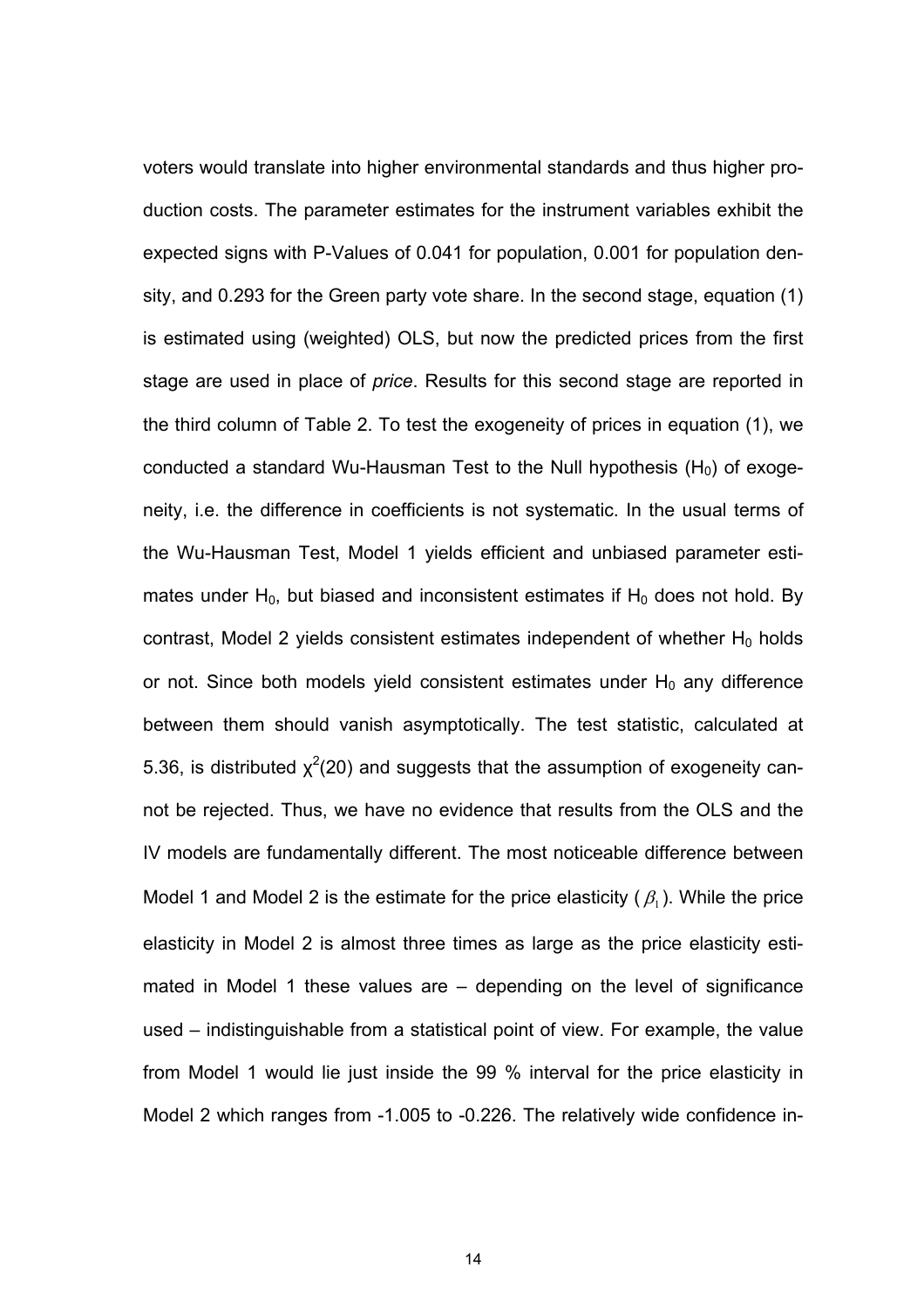voters would translate into higher environmental standards and thus higher production costs. The parameter estimates for the instrument variables exhibit the expected signs with P-Values of 0.041 for population, 0.001 for population density, and 0.293 for the Green party vote share. In the second stage, equation (1) is estimated using (weighted) OLS, but now the predicted prices from the first stage are used in place of *price*. Results for this second stage are reported in the third column of Table 2. To test the exogeneity of prices in equation (1), we conducted a standard Wu-Hausman Test to the Null hypothesis ($H_0$) of exogeneity, i.e. the difference in coefficients is not systematic. In the usual terms of the Wu-Hausman Test, Model 1 yields efficient and unbiased parameter estimates under $H_0$, but biased and inconsistent estimates if $H_0$ does not hold. By contrast, Model 2 yields consistent estimates independent of whether $H_0$ holds or not. Since both models yield consistent estimates under $H_0$ any difference between them should vanish asymptotically. The test statistic, calculated at 5.36, is distributed $\chi^2(20)$ and suggests that the assumption of exogeneity cannot be rejected. Thus, we have no evidence that results from the OLS and the IV models are fundamentally different. The most noticeable difference between Model 1 and Model 2 is the estimate for the price elasticity ($\beta_1$). While the price elasticity in Model 2 is almost three times as large as the price elasticity estimated in Model 1 these values are – depending on the level of significance used – indistinguishable from a statistical point of view. For example, the value from Model 1 would lie just inside the 99 % interval for the price elasticity in Model 2 which ranges from -1.005 to -0.226. The relatively wide confidence in-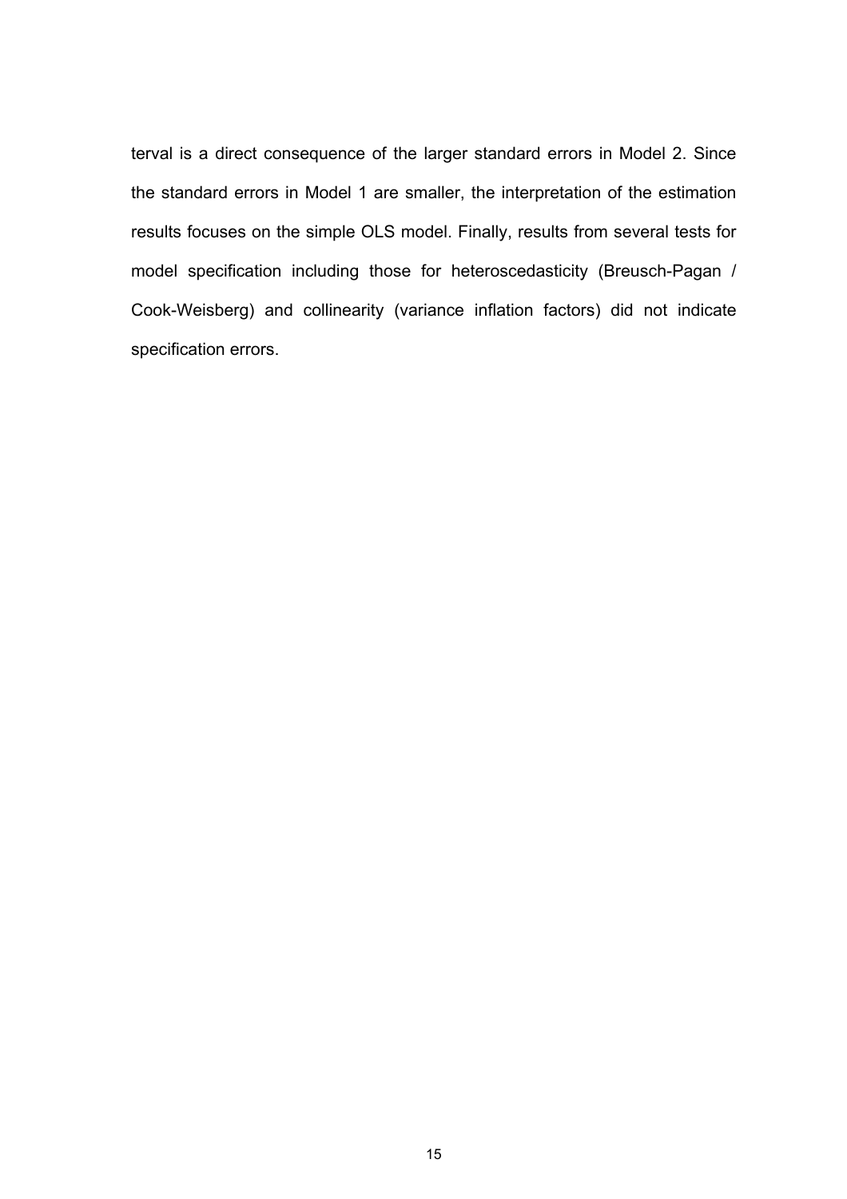terval is a direct consequence of the larger standard errors in Model 2. Since the standard errors in Model 1 are smaller, the interpretation of the estimation results focuses on the simple OLS model. Finally, results from several tests for model specification including those for heteroscedasticity (Breusch-Pagan / Cook-Weisberg) and collinearity (variance inflation factors) did not indicate specification errors.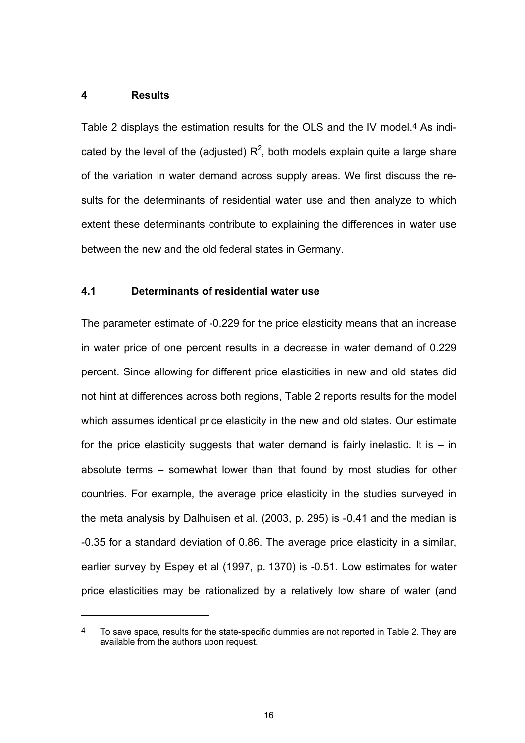## 4 Results

Table 2 displays the estimation results for the OLS and the IV model.[4] As indicated by the level of the (adjusted) $R^2$, both models explain quite a large share of the variation in water demand across supply areas. We first discuss the results for the determinants of residential water use and then analyze to which extent these determinants contribute to explaining the differences in water use between the new and the old federal states in Germany.

### 4.1 Determinants of residential water use

The parameter estimate of -0.229 for the price elasticity means that an increase in water price of one percent results in a decrease in water demand of 0.229 percent. Since allowing for different price elasticities in new and old states did not hint at differences across both regions, Table 2 reports results for the model which assumes identical price elasticity in the new and old states. Our estimate for the price elasticity suggests that water demand is fairly inelastic. It is – in absolute terms – somewhat lower than that found by most studies for other countries. For example, the average price elasticity in the studies surveyed in the meta analysis by Dalhuisen et al. (2003, p. 295) is -0.41 and the median is -0.35 for a standard deviation of 0.86. The average price elasticity in a similar, earlier survey by Espey et al (1997, p. 1370) is -0.51. Low estimates for water price elasticities may be rationalized by a relatively low share of water (and

[4] To save space, results for the state-specific dummies are not reported in Table 2. They are available from the authors upon request.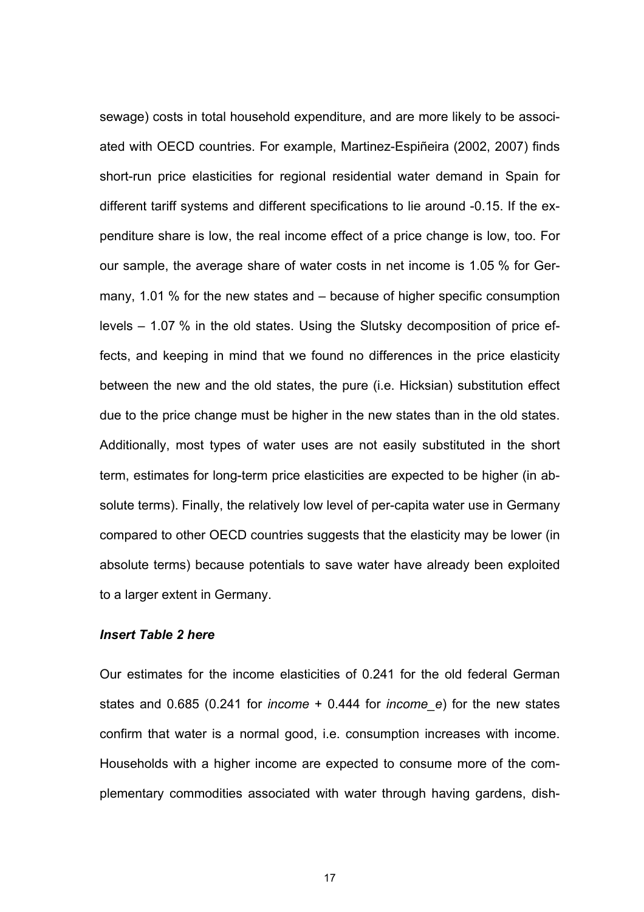sewage) costs in total household expenditure, and are more likely to be associated with OECD countries. For example, Martinez-Espiñeira (2002, 2007) finds short-run price elasticities for regional residential water demand in Spain for different tariff systems and different specifications to lie around -0.15. If the expenditure share is low, the real income effect of a price change is low, too. For our sample, the average share of water costs in net income is 1.05 % for Germany, 1.01 % for the new states and – because of higher specific consumption levels – 1.07 % in the old states. Using the Slutsky decomposition of price effects, and keeping in mind that we found no differences in the price elasticity between the new and the old states, the pure (i.e. Hicksian) substitution effect due to the price change must be higher in the new states than in the old states. Additionally, most types of water uses are not easily substituted in the short term, estimates for long-term price elasticities are expected to be higher (in absolute terms). Finally, the relatively low level of per-capita water use in Germany compared to other OECD countries suggests that the elasticity may be lower (in absolute terms) because potentials to save water have already been exploited to a larger extent in Germany.

***Insert Table 2 here***

Our estimates for the income elasticities of 0.241 for the old federal German states and 0.685 (0.241 for *income* + 0.444 for *income_e*) for the new states confirm that water is a normal good, i.e. consumption increases with income. Households with a higher income are expected to consume more of the complementary commodities associated with water through having gardens, dish-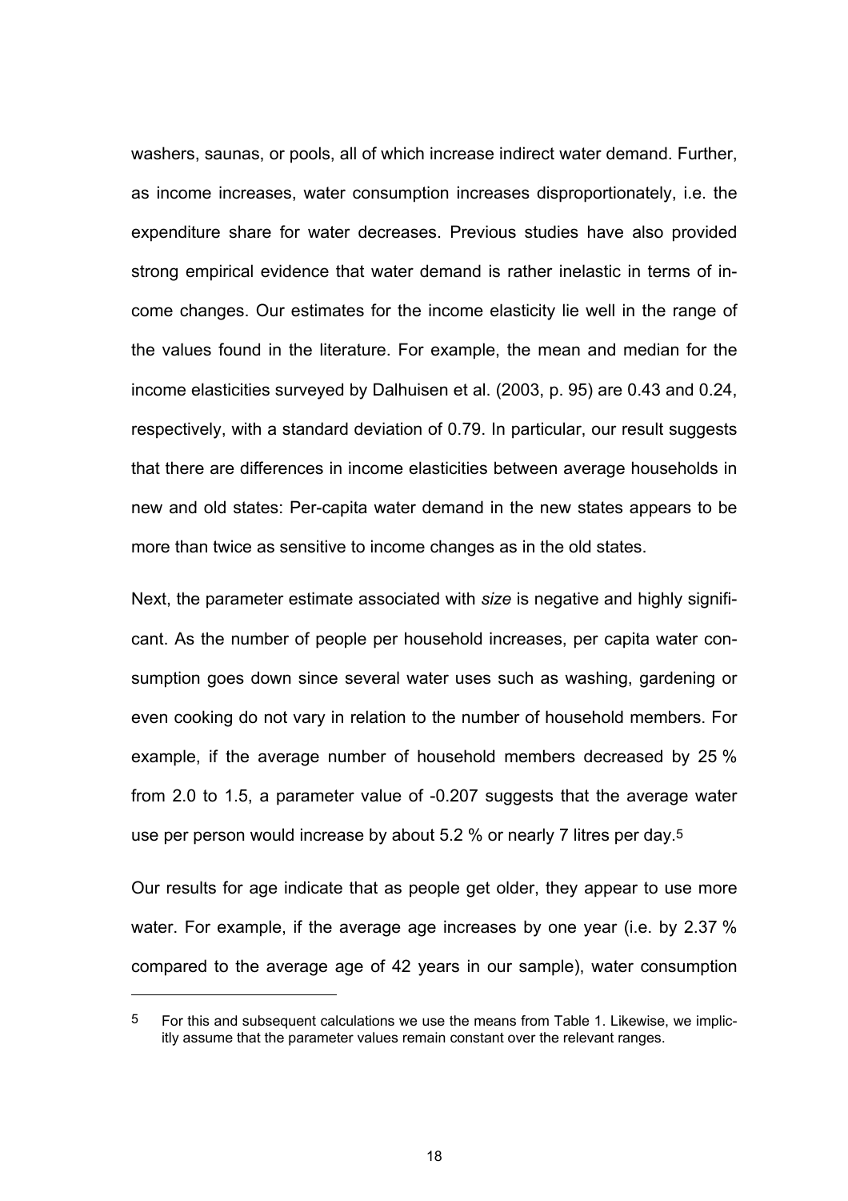washers, saunas, or pools, all of which increase indirect water demand. Further, as income increases, water consumption increases disproportionately, i.e. the expenditure share for water decreases. Previous studies have also provided strong empirical evidence that water demand is rather inelastic in terms of income changes. Our estimates for the income elasticity lie well in the range of the values found in the literature. For example, the mean and median for the income elasticities surveyed by Dalhuisen et al. (2003, p. 95) are 0.43 and 0.24, respectively, with a standard deviation of 0.79. In particular, our result suggests that there are differences in income elasticities between average households in new and old states: Per-capita water demand in the new states appears to be more than twice as sensitive to income changes as in the old states.

Next, the parameter estimate associated with *size* is negative and highly significant. As the number of people per household increases, per capita water consumption goes down since several water uses such as washing, gardening or even cooking do not vary in relation to the number of household members. For example, if the average number of household members decreased by 25 % from 2.0 to 1.5, a parameter value of -0.207 suggests that the average water use per person would increase by about 5.2 % or nearly 7 litres per day.[5]

Our results for age indicate that as people get older, they appear to use more water. For example, if the average age increases by one year (i.e. by 2.37 % compared to the average age of 42 years in our sample), water consumption

[5] For this and subsequent calculations we use the means from Table 1. Likewise, we implicitly assume that the parameter values remain constant over the relevant ranges.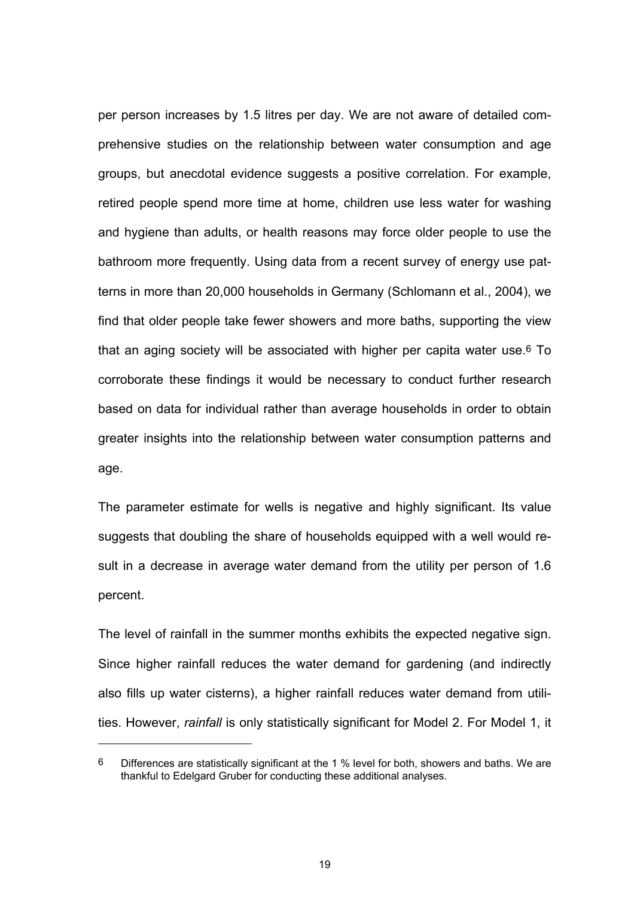per person increases by 1.5 litres per day. We are not aware of detailed comprehensive studies on the relationship between water consumption and age groups, but anecdotal evidence suggests a positive correlation. For example, retired people spend more time at home, children use less water for washing and hygiene than adults, or health reasons may force older people to use the bathroom more frequently. Using data from a recent survey of energy use patterns in more than 20,000 households in Germany (Schlomann et al., 2004), we find that older people take fewer showers and more baths, supporting the view that an aging society will be associated with higher per capita water use.[6] To corroborate these findings it would be necessary to conduct further research based on data for individual rather than average households in order to obtain greater insights into the relationship between water consumption patterns and age.

The parameter estimate for wells is negative and highly significant. Its value suggests that doubling the share of households equipped with a well would result in a decrease in average water demand from the utility per person of 1.6 percent.

The level of rainfall in the summer months exhibits the expected negative sign. Since higher rainfall reduces the water demand for gardening (and indirectly also fills up water cisterns), a higher rainfall reduces water demand from utilities. However, *rainfall* is only statistically significant for Model 2. For Model 1, it

---

[6] Differences are statistically significant at the 1 % level for both, showers and baths. We are thankful to Edelgard Gruber for conducting these additional analyses.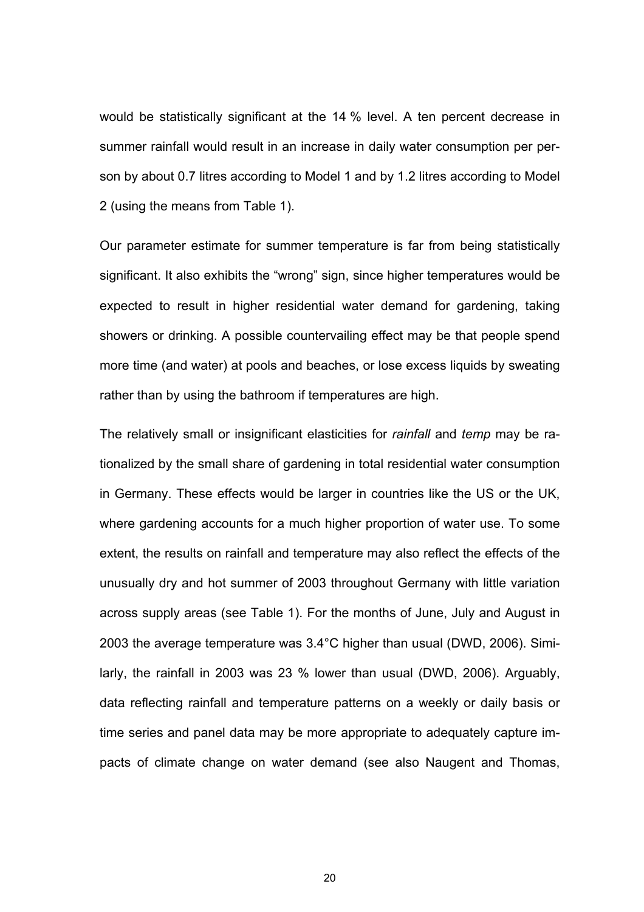would be statistically significant at the 14 % level. A ten percent decrease in summer rainfall would result in an increase in daily water consumption per person by about 0.7 litres according to Model 1 and by 1.2 litres according to Model 2 (using the means from Table 1).

Our parameter estimate for summer temperature is far from being statistically significant. It also exhibits the "wrong" sign, since higher temperatures would be expected to result in higher residential water demand for gardening, taking showers or drinking. A possible countervailing effect may be that people spend more time (and water) at pools and beaches, or lose excess liquids by sweating rather than by using the bathroom if temperatures are high.

The relatively small or insignificant elasticities for *rainfall* and *temp* may be rationalized by the small share of gardening in total residential water consumption in Germany. These effects would be larger in countries like the US or the UK, where gardening accounts for a much higher proportion of water use. To some extent, the results on rainfall and temperature may also reflect the effects of the unusually dry and hot summer of 2003 throughout Germany with little variation across supply areas (see Table 1). For the months of June, July and August in 2003 the average temperature was 3.4°C higher than usual (DWD, 2006). Similarly, the rainfall in 2003 was 23 % lower than usual (DWD, 2006). Arguably, data reflecting rainfall and temperature patterns on a weekly or daily basis or time series and panel data may be more appropriate to adequately capture impacts of climate change on water demand (see also Naugent and Thomas,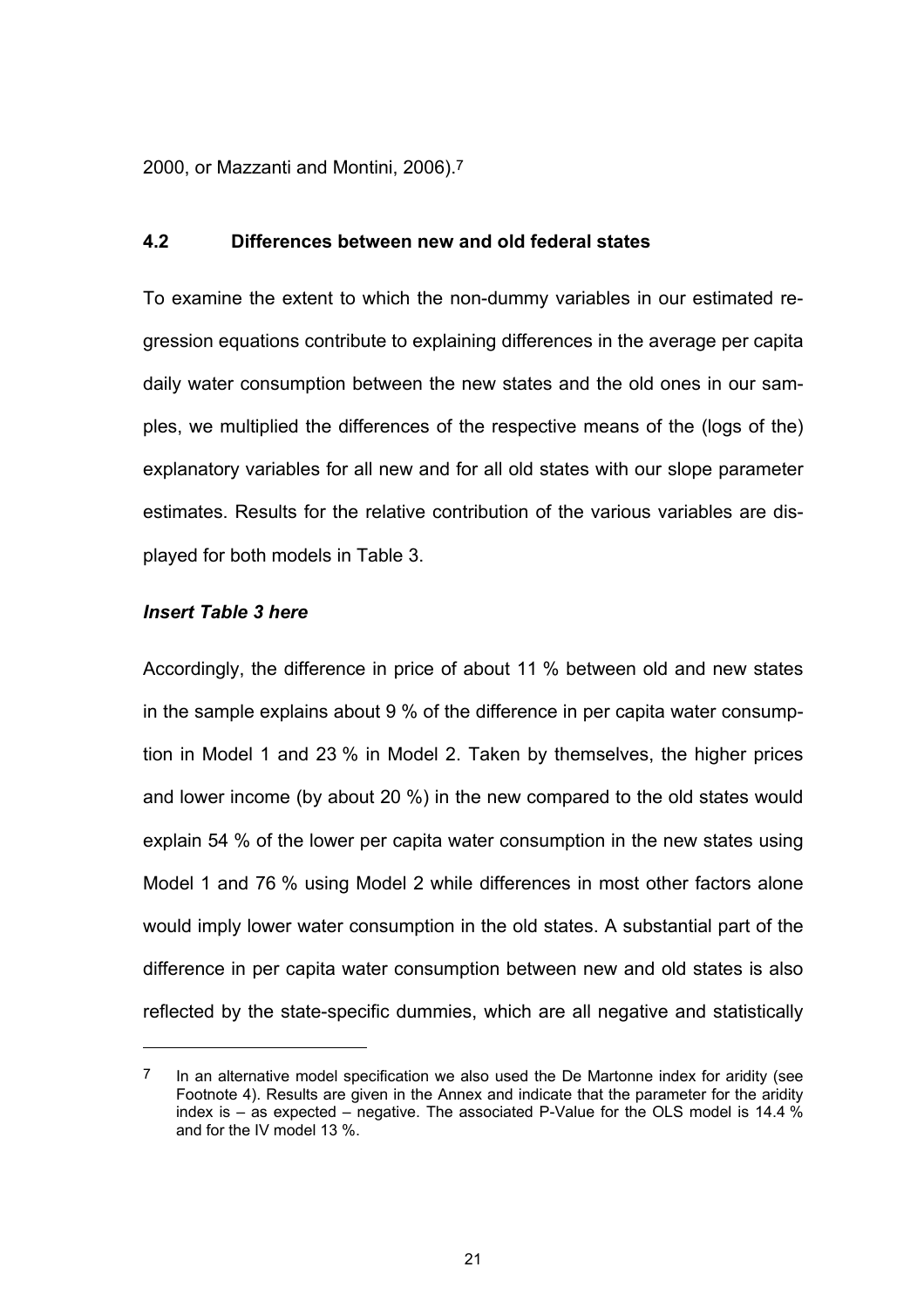2000, or Mazzanti and Montini, 2006).[7]

## 4.2 Differences between new and old federal states

To examine the extent to which the non-dummy variables in our estimated regression equations contribute to explaining differences in the average per capita daily water consumption between the new states and the old ones in our samples, we multiplied the differences of the respective means of the (logs of the) explanatory variables for all new and for all old states with our slope parameter estimates. Results for the relative contribution of the various variables are displayed for both models in Table 3.

***Insert Table 3 here***

Accordingly, the difference in price of about 11 % between old and new states in the sample explains about 9 % of the difference in per capita water consumption in Model 1 and 23 % in Model 2. Taken by themselves, the higher prices and lower income (by about 20 %) in the new compared to the old states would explain 54 % of the lower per capita water consumption in the new states using Model 1 and 76 % using Model 2 while differences in most other factors alone would imply lower water consumption in the old states. A substantial part of the difference in per capita water consumption between new and old states is also reflected by the state-specific dummies, which are all negative and statistically

---

[7] In an alternative model specification we also used the De Martonne index for aridity (see Footnote 4). Results are given in the Annex and indicate that the parameter for the aridity index is – as expected – negative. The associated P-Value for the OLS model is 14.4 % and for the IV model 13 %.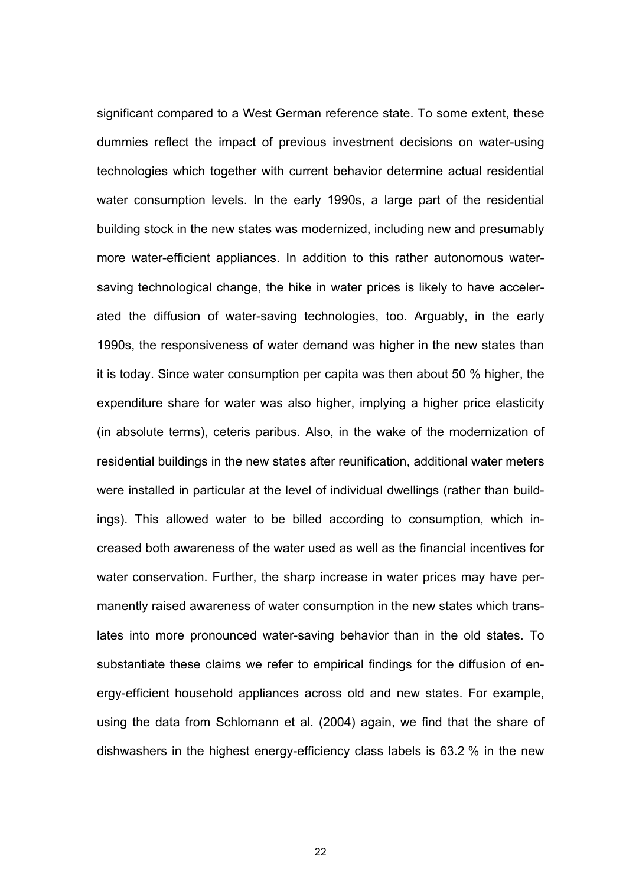significant compared to a West German reference state. To some extent, these dummies reflect the impact of previous investment decisions on water-using technologies which together with current behavior determine actual residential water consumption levels. In the early 1990s, a large part of the residential building stock in the new states was modernized, including new and presumably more water-efficient appliances. In addition to this rather autonomous water-saving technological change, the hike in water prices is likely to have accelerated the diffusion of water-saving technologies, too. Arguably, in the early 1990s, the responsiveness of water demand was higher in the new states than it is today. Since water consumption per capita was then about 50 % higher, the expenditure share for water was also higher, implying a higher price elasticity (in absolute terms), ceteris paribus. Also, in the wake of the modernization of residential buildings in the new states after reunification, additional water meters were installed in particular at the level of individual dwellings (rather than buildings). This allowed water to be billed according to consumption, which increased both awareness of the water used as well as the financial incentives for water conservation. Further, the sharp increase in water prices may have permanently raised awareness of water consumption in the new states which translates into more pronounced water-saving behavior than in the old states. To substantiate these claims we refer to empirical findings for the diffusion of energy-efficient household appliances across old and new states. For example, using the data from Schlomann et al. (2004) again, we find that the share of dishwashers in the highest energy-efficiency class labels is 63.2 % in the new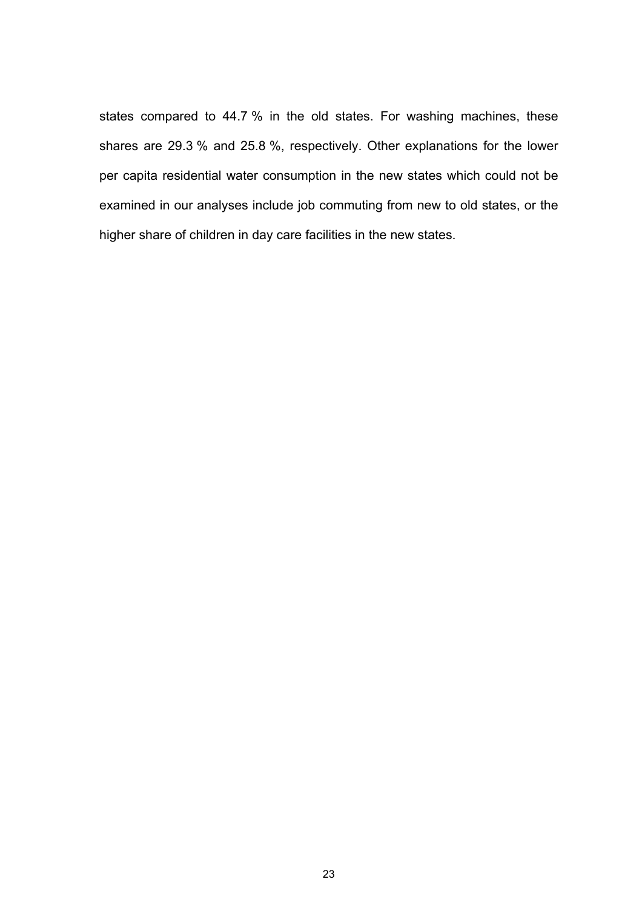states compared to 44.7 % in the old states. For washing machines, these shares are 29.3 % and 25.8 %, respectively. Other explanations for the lower per capita residential water consumption in the new states which could not be examined in our analyses include job commuting from new to old states, or the higher share of children in day care facilities in the new states.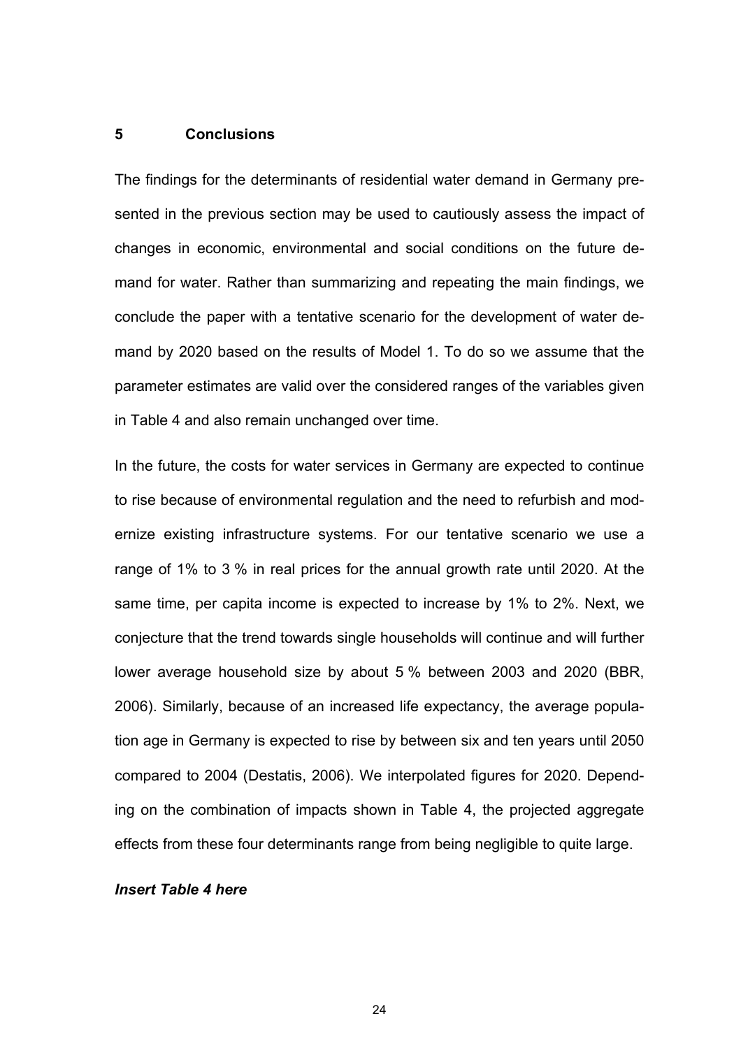## 5 Conclusions

The findings for the determinants of residential water demand in Germany presented in the previous section may be used to cautiously assess the impact of changes in economic, environmental and social conditions on the future demand for water. Rather than summarizing and repeating the main findings, we conclude the paper with a tentative scenario for the development of water demand by 2020 based on the results of Model 1. To do so we assume that the parameter estimates are valid over the considered ranges of the variables given in Table 4 and also remain unchanged over time.

In the future, the costs for water services in Germany are expected to continue to rise because of environmental regulation and the need to refurbish and modernize existing infrastructure systems. For our tentative scenario we use a range of 1% to 3 % in real prices for the annual growth rate until 2020. At the same time, per capita income is expected to increase by 1% to 2%. Next, we conjecture that the trend towards single households will continue and will further lower average household size by about 5 % between 2003 and 2020 (BBR, 2006). Similarly, because of an increased life expectancy, the average population age in Germany is expected to rise by between six and ten years until 2050 compared to 2004 (Destatis, 2006). We interpolated figures for 2020. Depending on the combination of impacts shown in Table 4, the projected aggregate effects from these four determinants range from being negligible to quite large.

***Insert Table 4 here***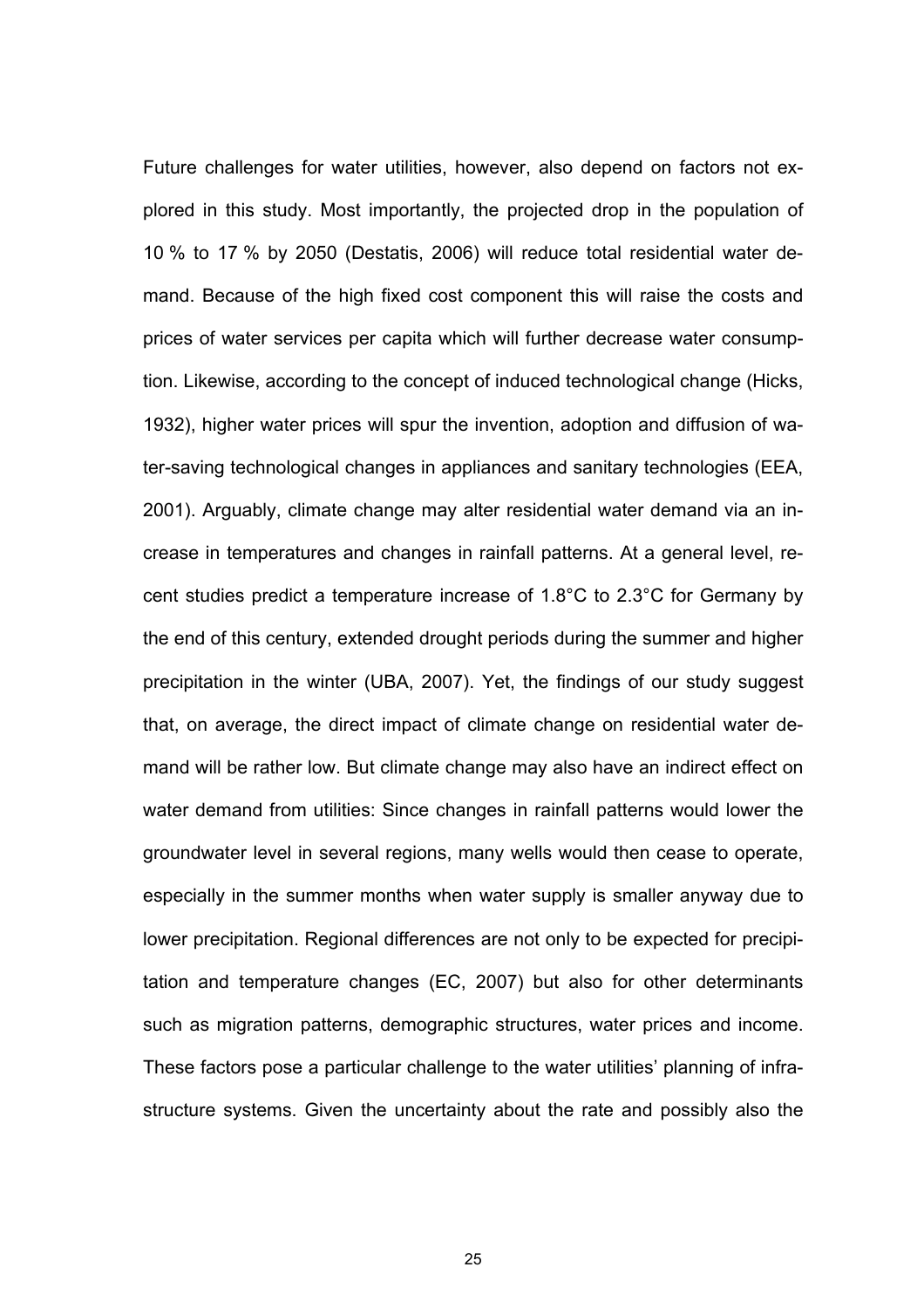Future challenges for water utilities, however, also depend on factors not explored in this study. Most importantly, the projected drop in the population of 10 % to 17 % by 2050 (Destatis, 2006) will reduce total residential water demand. Because of the high fixed cost component this will raise the costs and prices of water services per capita which will further decrease water consumption. Likewise, according to the concept of induced technological change (Hicks, 1932), higher water prices will spur the invention, adoption and diffusion of water-saving technological changes in appliances and sanitary technologies (EEA, 2001). Arguably, climate change may alter residential water demand via an increase in temperatures and changes in rainfall patterns. At a general level, recent studies predict a temperature increase of 1.8°C to 2.3°C for Germany by the end of this century, extended drought periods during the summer and higher precipitation in the winter (UBA, 2007). Yet, the findings of our study suggest that, on average, the direct impact of climate change on residential water demand will be rather low. But climate change may also have an indirect effect on water demand from utilities: Since changes in rainfall patterns would lower the groundwater level in several regions, many wells would then cease to operate, especially in the summer months when water supply is smaller anyway due to lower precipitation. Regional differences are not only to be expected for precipitation and temperature changes (EC, 2007) but also for other determinants such as migration patterns, demographic structures, water prices and income. These factors pose a particular challenge to the water utilities' planning of infrastructure systems. Given the uncertainty about the rate and possibly also the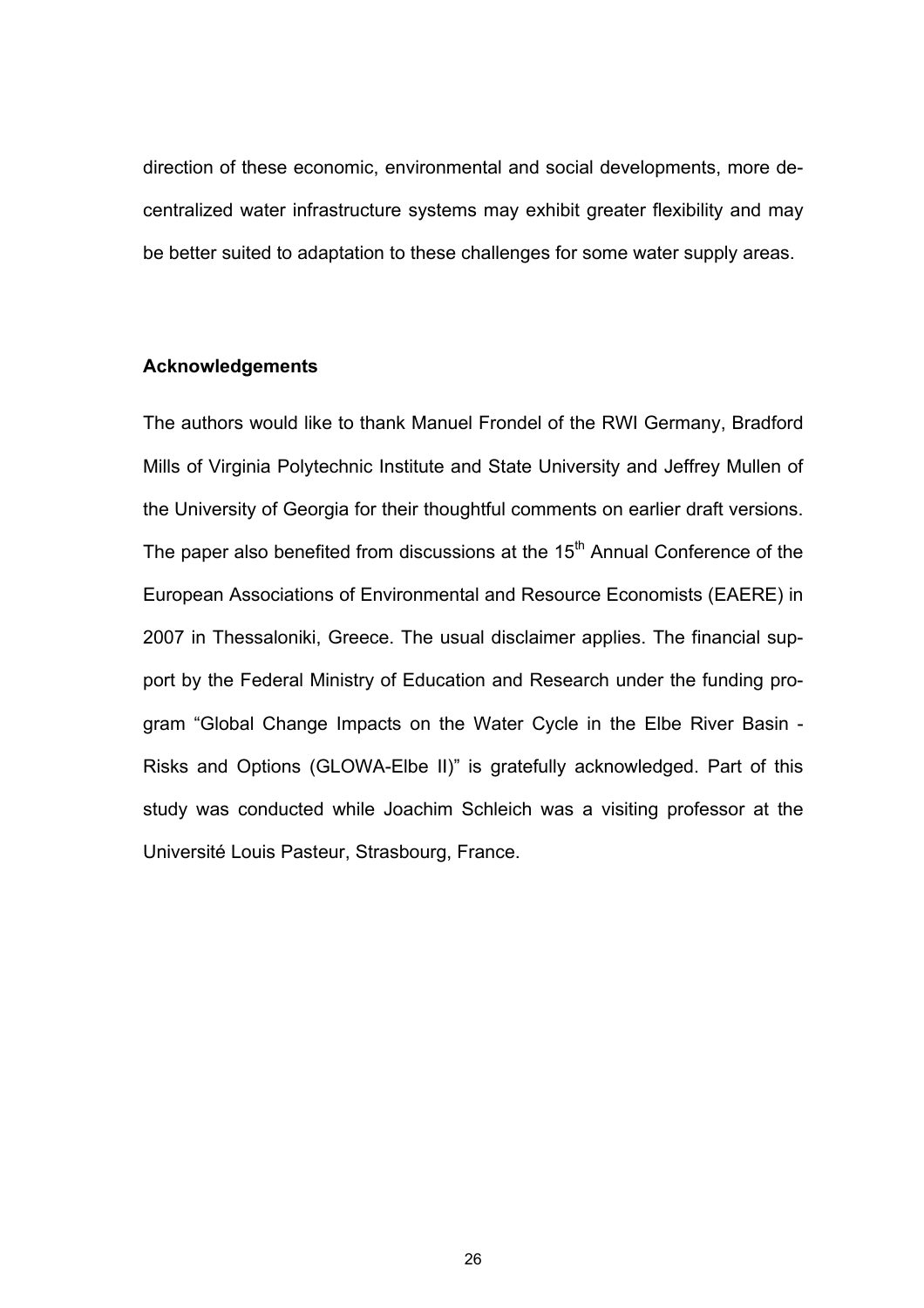direction of these economic, environmental and social developments, more decentralized water infrastructure systems may exhibit greater flexibility and may be better suited to adaptation to these challenges for some water supply areas.

## Acknowledgements

The authors would like to thank Manuel Frondel of the RWI Germany, Bradford Mills of Virginia Polytechnic Institute and State University and Jeffrey Mullen of the University of Georgia for their thoughtful comments on earlier draft versions. The paper also benefited from discussions at the 15th Annual Conference of the European Associations of Environmental and Resource Economists (EAERE) in 2007 in Thessaloniki, Greece. The usual disclaimer applies. The financial support by the Federal Ministry of Education and Research under the funding program "Global Change Impacts on the Water Cycle in the Elbe River Basin - Risks and Options (GLOWA-Elbe II)" is gratefully acknowledged. Part of this study was conducted while Joachim Schleich was a visiting professor at the Université Louis Pasteur, Strasbourg, France.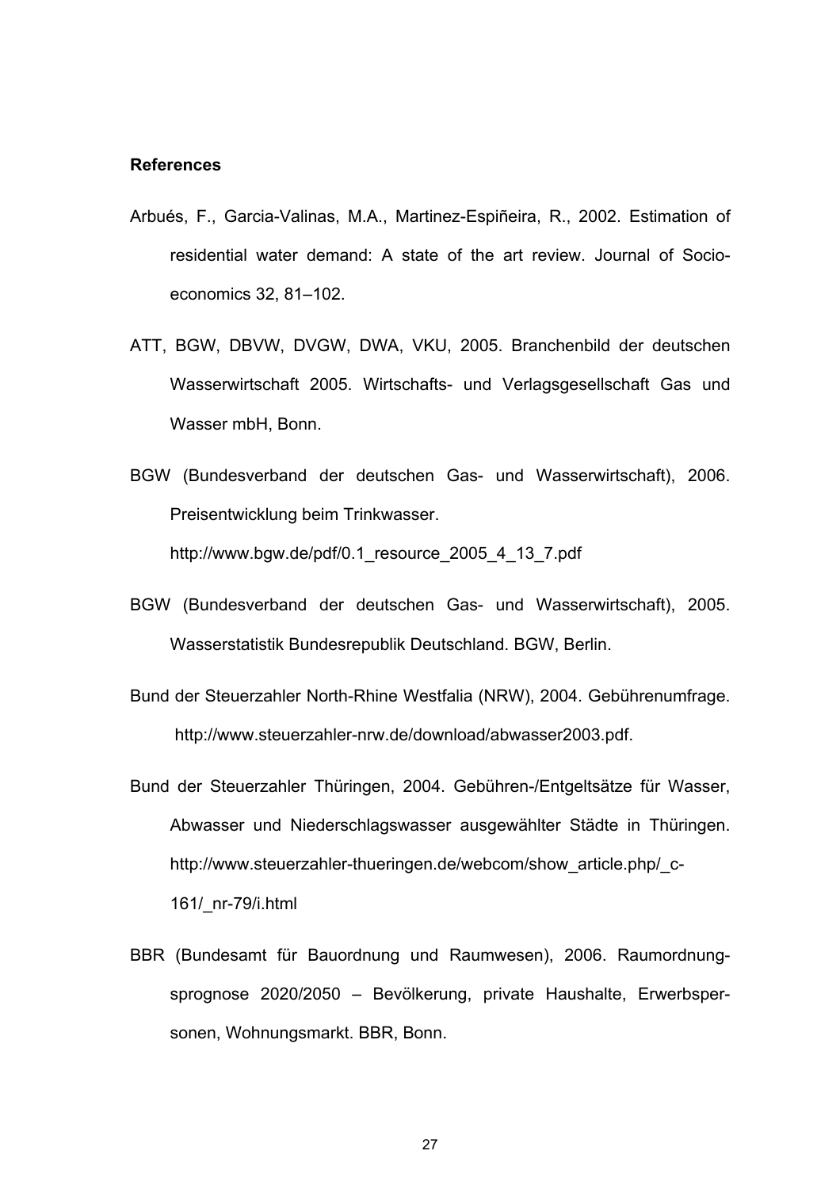**References**

Arbués, F., Garcia-Valinas, M.A., Martinez-Espiñeira, R., 2002. Estimation of residential water demand: A state of the art review. Journal of Socio-economics 32, 81–102.

ATT, BGW, DBVW, DVGW, DWA, VKU, 2005. Branchenbild der deutschen Wasserwirtschaft 2005. Wirtschafts- und Verlagsgesellschaft Gas und Wasser mbH, Bonn.

BGW (Bundesverband der deutschen Gas- und Wasserwirtschaft), 2006. Preisentwicklung beim Trinkwasser. http://www.bgw.de/pdf/0.1_resource_2005_4_13_7.pdf

BGW (Bundesverband der deutschen Gas- und Wasserwirtschaft), 2005. Wasserstatistik Bundesrepublik Deutschland. BGW, Berlin.

Bund der Steuerzahler North-Rhine Westfalia (NRW), 2004. Gebührenumfrage. http://www.steuerzahler-nrw.de/download/abwasser2003.pdf.

Bund der Steuerzahler Thüringen, 2004. Gebühren-/Entgeltsätze für Wasser, Abwasser und Niederschlagswasser ausgewählter Städte in Thüringen. http://www.steuerzahler-thueringen.de/webcom/show_article.php/_c-161/_nr-79/i.html

BBR (Bundesamt für Bauordnung und Raumwesen), 2006. Raumordnungsprognose 2020/2050 – Bevölkerung, private Haushalte, Erwerbspersonen, Wohnungsmarkt. BBR, Bonn.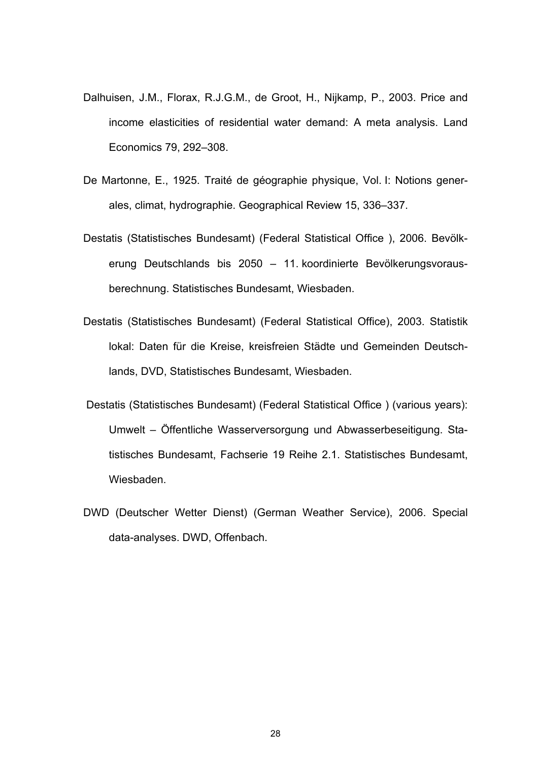Dalhuisen, J.M., Florax, R.J.G.M., de Groot, H., Nijkamp, P., 2003. Price and income elasticities of residential water demand: A meta analysis. Land Economics 79, 292–308.

De Martonne, E., 1925. Traité de géographie physique, Vol. I: Notions generales, climat, hydrographie. Geographical Review 15, 336–337.

Destatis (Statistisches Bundesamt) (Federal Statistical Office ), 2006. Bevölkerung Deutschlands bis 2050 – 11. koordinierte Bevölkerungsvorausberechnung. Statistisches Bundesamt, Wiesbaden.

Destatis (Statistisches Bundesamt) (Federal Statistical Office), 2003. Statistik lokal: Daten für die Kreise, kreisfreien Städte und Gemeinden Deutschlands, DVD, Statistisches Bundesamt, Wiesbaden.

Destatis (Statistisches Bundesamt) (Federal Statistical Office ) (various years): Umwelt – Öffentliche Wasserversorgung und Abwasserbeseitigung. Statistisches Bundesamt, Fachserie 19 Reihe 2.1. Statistisches Bundesamt, Wiesbaden.

DWD (Deutscher Wetter Dienst) (German Weather Service), 2006. Special data-analyses. DWD, Offenbach.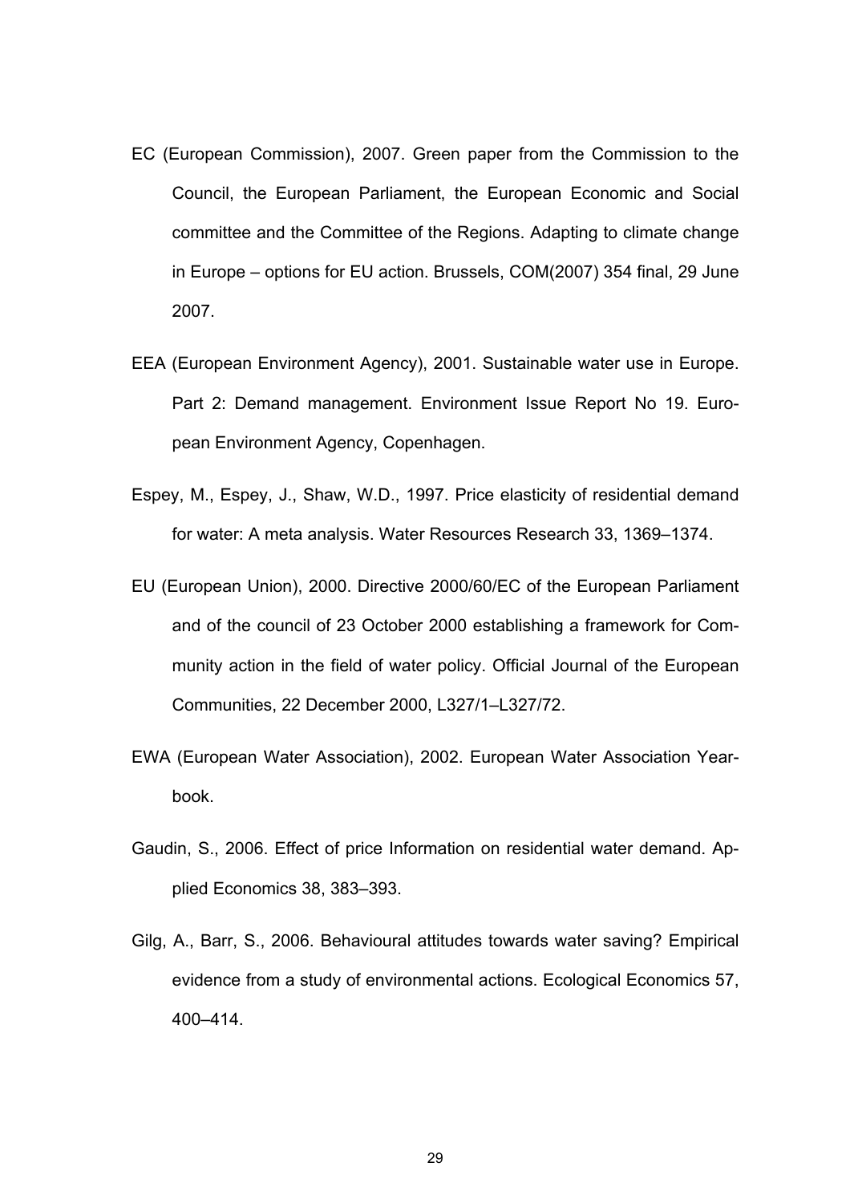EC (European Commission), 2007. Green paper from the Commission to the Council, the European Parliament, the European Economic and Social committee and the Committee of the Regions. Adapting to climate change in Europe – options for EU action. Brussels, COM(2007) 354 final, 29 June 2007.

EEA (European Environment Agency), 2001. Sustainable water use in Europe. Part 2: Demand management. Environment Issue Report No 19. European Environment Agency, Copenhagen.

Espey, M., Espey, J., Shaw, W.D., 1997. Price elasticity of residential demand for water: A meta analysis. Water Resources Research 33, 1369–1374.

EU (European Union), 2000. Directive 2000/60/EC of the European Parliament and of the council of 23 October 2000 establishing a framework for Community action in the field of water policy. Official Journal of the European Communities, 22 December 2000, L327/1–L327/72.

EWA (European Water Association), 2002. European Water Association Yearbook.

Gaudin, S., 2006. Effect of price Information on residential water demand. Applied Economics 38, 383–393.

Gilg, A., Barr, S., 2006. Behavioural attitudes towards water saving? Empirical evidence from a study of environmental actions. Ecological Economics 57, 400–414.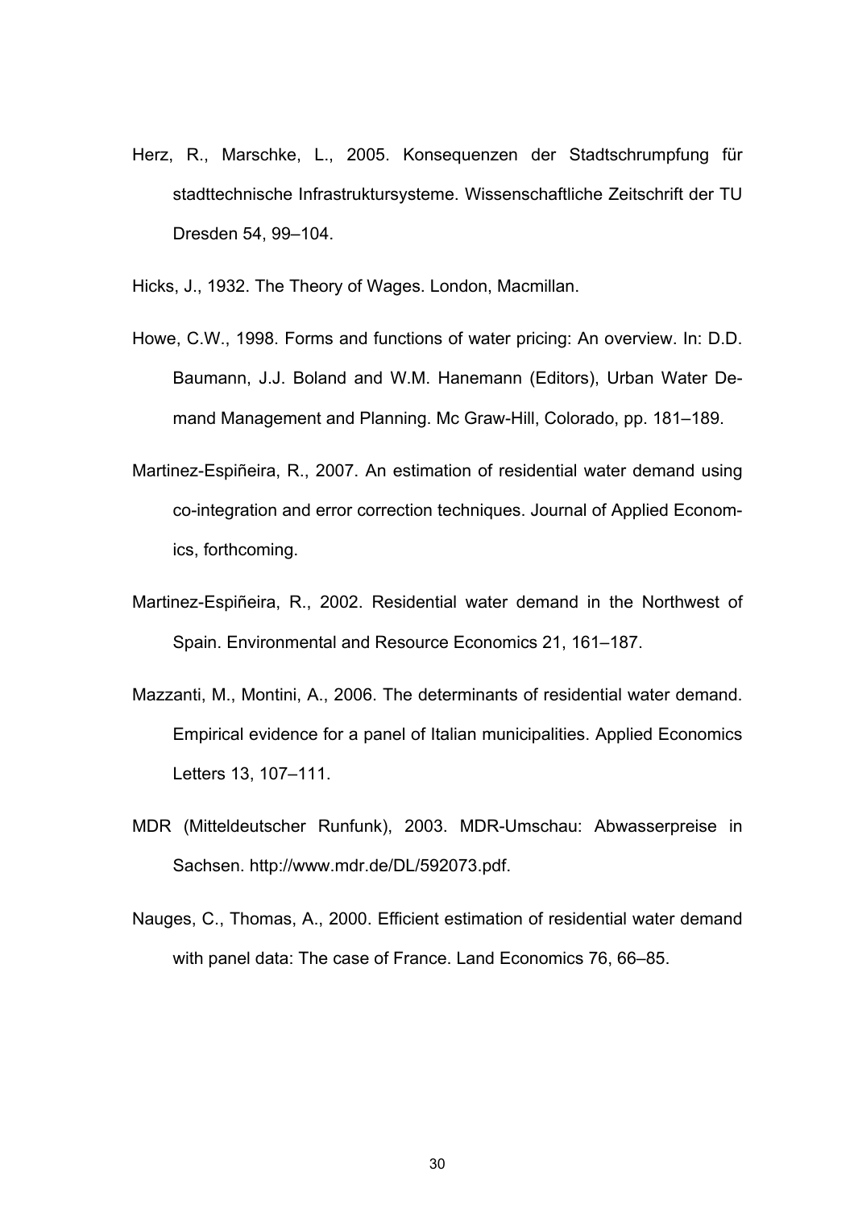Herz, R., Marschke, L., 2005. Konsequenzen der Stadtschrumpfung für stadttechnische Infrastruktursysteme. Wissenschaftliche Zeitschrift der TU Dresden 54, 99–104.

Hicks, J., 1932. The Theory of Wages. London, Macmillan.

Howe, C.W., 1998. Forms and functions of water pricing: An overview. In: D.D. Baumann, J.J. Boland and W.M. Hanemann (Editors), Urban Water Demand Management and Planning. Mc Graw-Hill, Colorado, pp. 181–189.

Martinez-Espiñeira, R., 2007. An estimation of residential water demand using co-integration and error correction techniques. Journal of Applied Economics, forthcoming.

Martinez-Espiñeira, R., 2002. Residential water demand in the Northwest of Spain. Environmental and Resource Economics 21, 161–187.

Mazzanti, M., Montini, A., 2006. The determinants of residential water demand. Empirical evidence for a panel of Italian municipalities. Applied Economics Letters 13, 107–111.

MDR (Mitteldeutscher Runfunk), 2003. MDR-Umschau: Abwasserpreise in Sachsen. http://www.mdr.de/DL/592073.pdf.

Nauges, C., Thomas, A., 2000. Efficient estimation of residential water demand with panel data: The case of France. Land Economics 76, 66–85.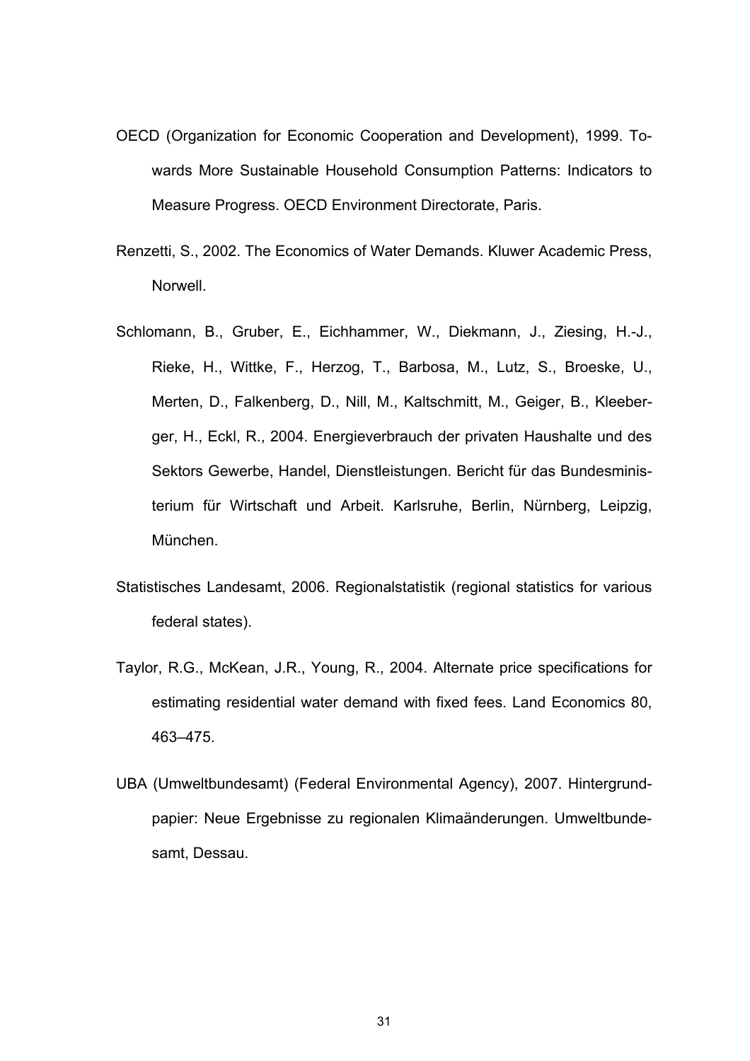OECD (Organization for Economic Cooperation and Development), 1999. Towards More Sustainable Household Consumption Patterns: Indicators to Measure Progress. OECD Environment Directorate, Paris.

Renzetti, S., 2002. The Economics of Water Demands. Kluwer Academic Press, Norwell.

Schlomann, B., Gruber, E., Eichhammer, W., Diekmann, J., Ziesing, H.-J., Rieke, H., Wittke, F., Herzog, T., Barbosa, M., Lutz, S., Broeske, U., Merten, D., Falkenberg, D., Nill, M., Kaltschmitt, M., Geiger, B., Kleeberger, H., Eckl, R., 2004. Energieverbrauch der privaten Haushalte und des Sektors Gewerbe, Handel, Dienstleistungen. Bericht für das Bundesministerium für Wirtschaft und Arbeit. Karlsruhe, Berlin, Nürnberg, Leipzig, München.

Statistisches Landesamt, 2006. Regionalstatistik (regional statistics for various federal states).

Taylor, R.G., McKean, J.R., Young, R., 2004. Alternate price specifications for estimating residential water demand with fixed fees. Land Economics 80, 463–475.

UBA (Umweltbundesamt) (Federal Environmental Agency), 2007. Hintergrundpapier: Neue Ergebnisse zu regionalen Klimaänderungen. Umweltbundesamt, Dessau.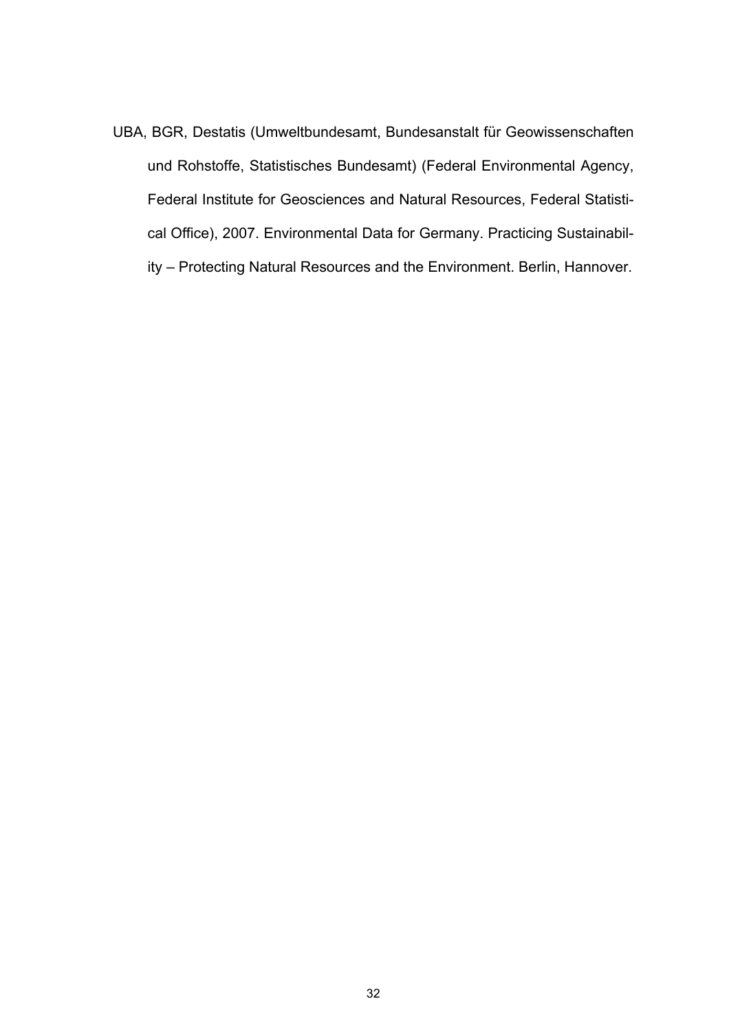UBA, BGR, Destatis (Umweltbundesamt, Bundesanstalt für Geowissenschaften und Rohstoffe, Statistisches Bundesamt) (Federal Environmental Agency, Federal Institute for Geosciences and Natural Resources, Federal Statistical Office), 2007. Environmental Data for Germany. Practicing Sustainability – Protecting Natural Resources and the Environment. Berlin, Hannover.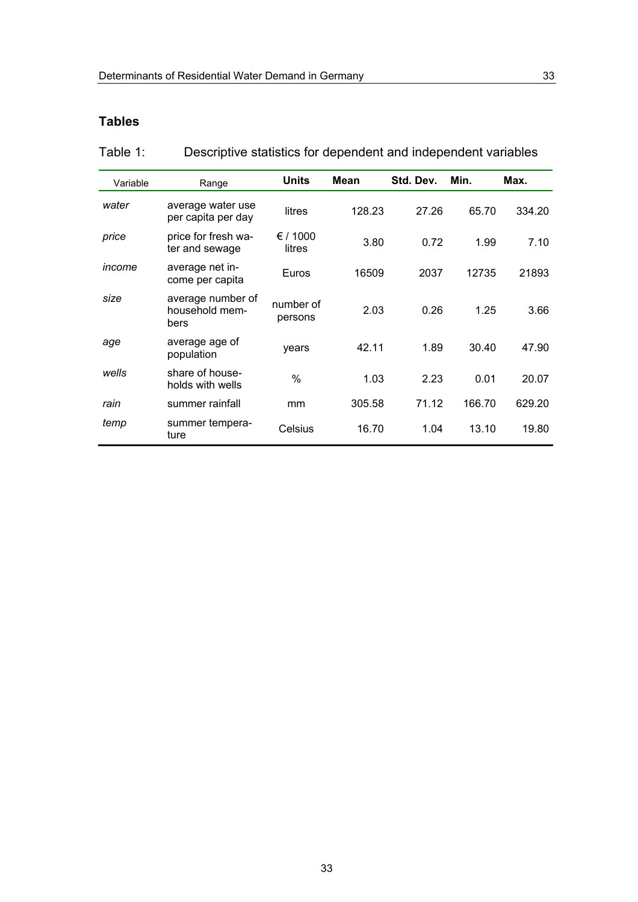## Tables

Table 1: Descriptive statistics for dependent and independent variables

| Variable | Range | Units | Mean | Std. Dev. | Min. | Max. |
|---|---|---|---|---|---|---|
| *water* | average water use per capita per day | litres | 128.23 | 27.26 | 65.70 | 334.20 |
| *price* | price for fresh water and sewage | € / 1000 litres | 3.80 | 0.72 | 1.99 | 7.10 |
| *income* | average net income per capita | Euros | 16509 | 2037 | 12735 | 21893 |
| *size* | average number of household members | number of persons | 2.03 | 0.26 | 1.25 | 3.66 |
| *age* | average age of population | years | 42.11 | 1.89 | 30.40 | 47.90 |
| *wells* | share of households with wells | % | 1.03 | 2.23 | 0.01 | 20.07 |
| *rain* | summer rainfall | mm | 305.58 | 71.12 | 166.70 | 629.20 |
| *temp* | summer temperature | Celsius | 16.70 | 1.04 | 13.10 | 19.80 |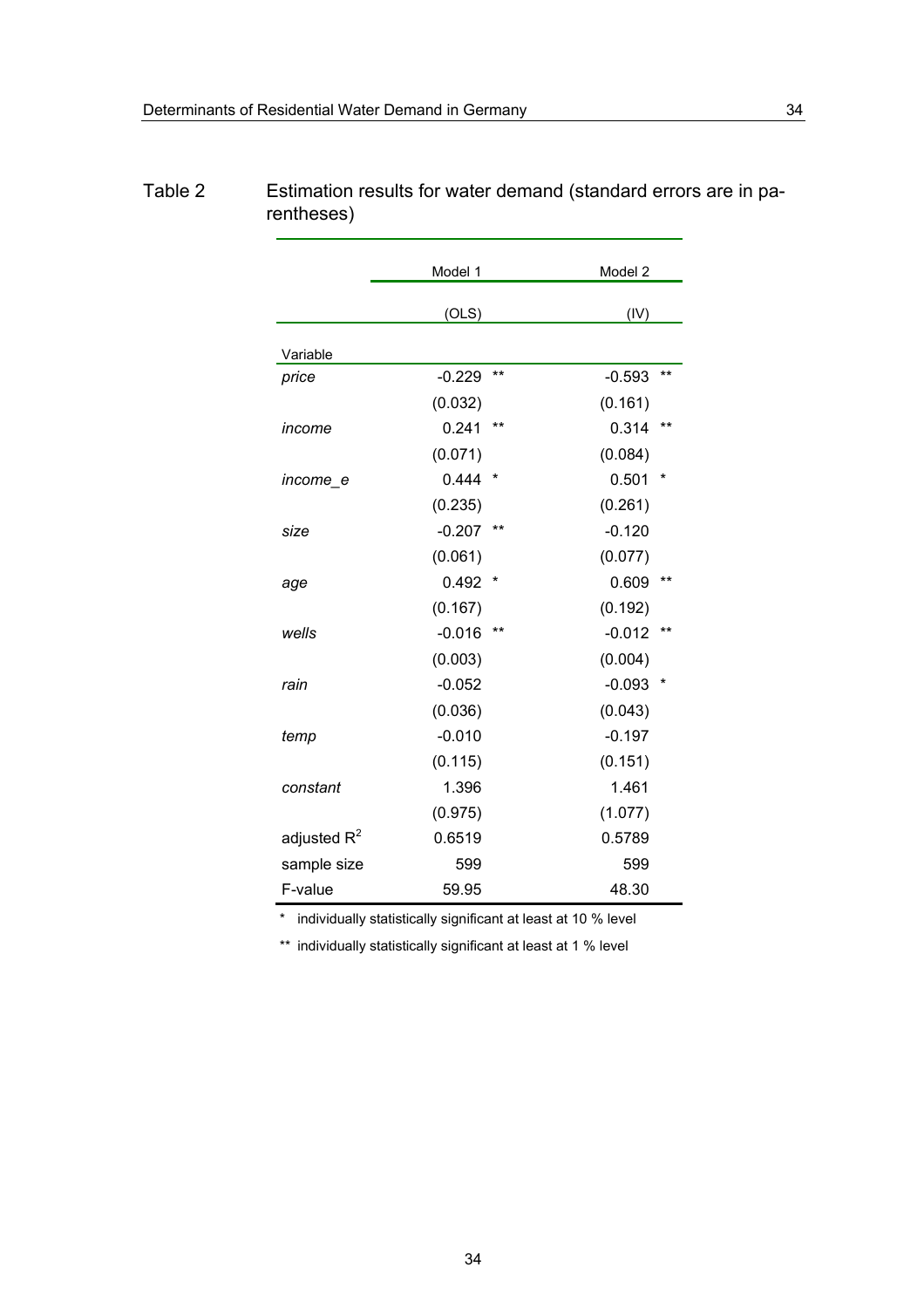Table 2 Estimation results for water demand (standard errors are in parentheses)

| Variable | Model 1 (OLS) | Model 2 (IV) |
|---|---|---|
| *price* | -0.229 ** | -0.593 ** |
| | (0.032) | (0.161) |
| *income* | 0.241 ** | 0.314 ** |
| | (0.071) | (0.084) |
| *income_e* | 0.444 * | 0.501 * |
| | (0.235) | (0.261) |
| *size* | -0.207 ** | -0.120 |
| | (0.061) | (0.077) |
| *age* | 0.492 * | 0.609 ** |
| | (0.167) | (0.192) |
| *wells* | -0.016 ** | -0.012 ** |
| | (0.003) | (0.004) |
| *rain* | -0.052 | -0.093 * |
| | (0.036) | (0.043) |
| *temp* | -0.010 | -0.197 |
| | (0.115) | (0.151) |
| *constant* | 1.396 | 1.461 |
| | (0.975) | (1.077) |
| adjusted $R^2$ | 0.6519 | 0.5789 |
| sample size | 599 | 599 |
| F-value | 59.95 | 48.30 |

\* individually statistically significant at least at 10 % level

\** individually statistically significant at least at 1 % level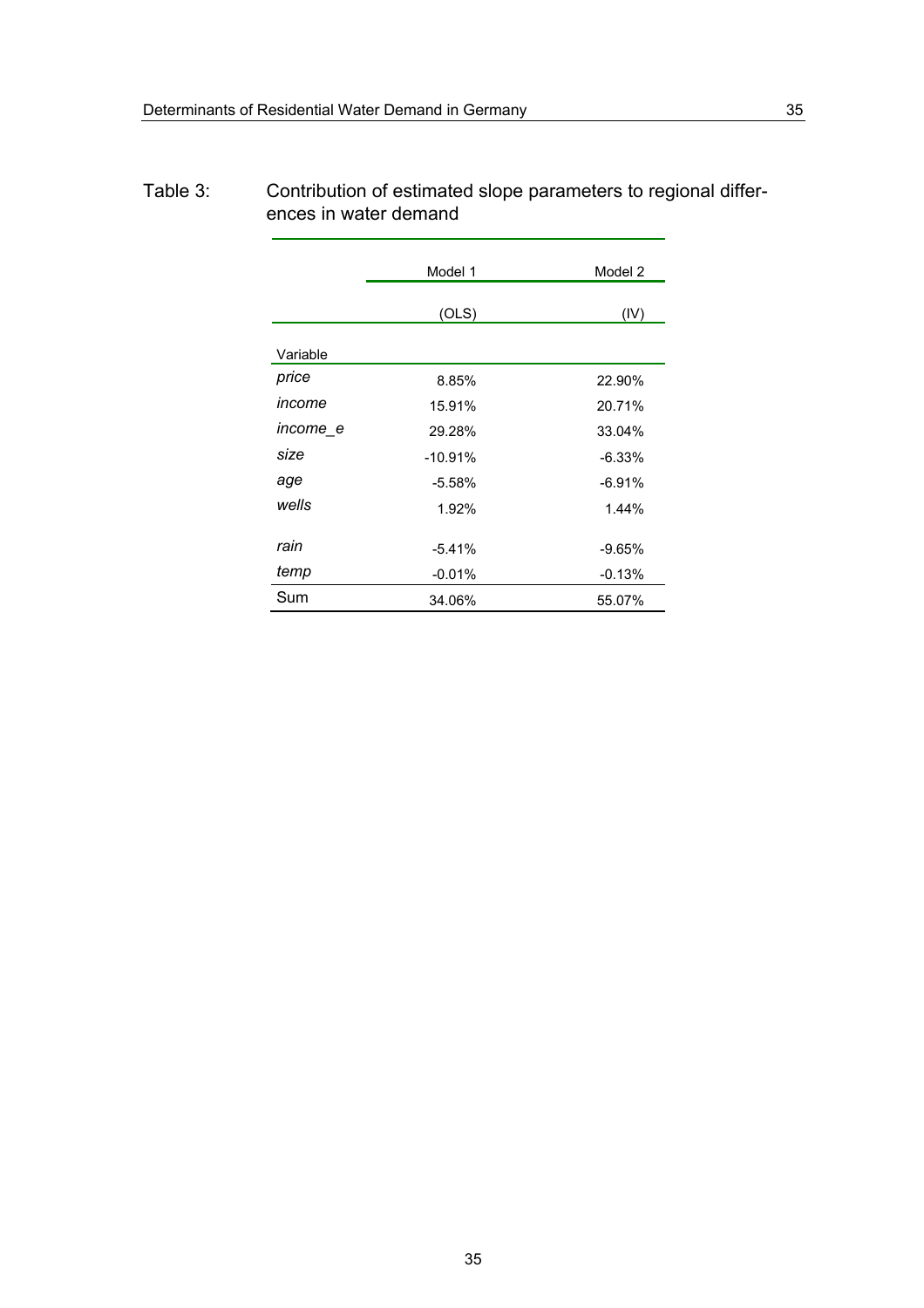Table 3: Contribution of estimated slope parameters to regional differences in water demand

| | Model 1 | Model 2 |
|---|---|---|
| | (OLS) | (IV) |
| Variable | | |
| *price* | 8.85% | 22.90% |
| *income* | 15.91% | 20.71% |
| *income_e* | 29.28% | 33.04% |
| *size* | -10.91% | -6.33% |
| *age* | -5.58% | -6.91% |
| *wells* | 1.92% | 1.44% |
| *rain* | -5.41% | -9.65% |
| *temp* | -0.01% | -0.13% |
| Sum | 34.06% | 55.07% |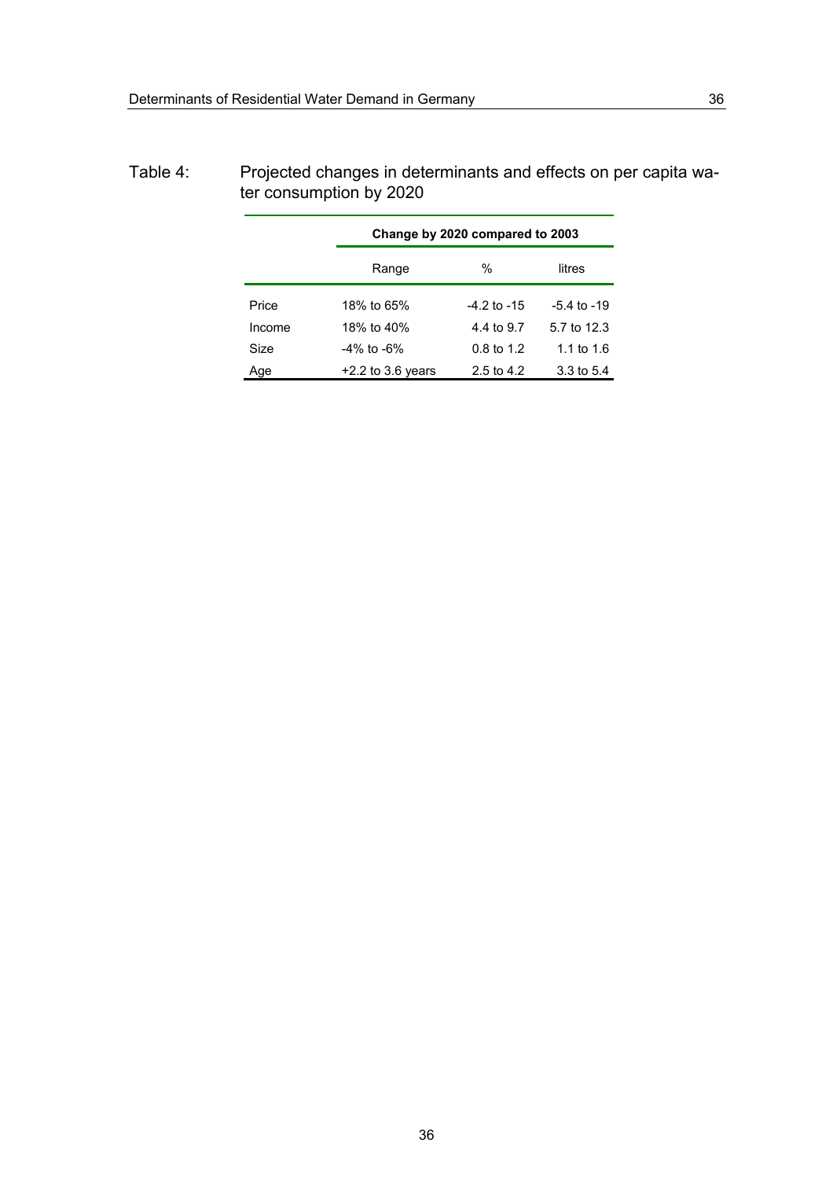Table 4: Projected changes in determinants and effects on per capita water consumption by 2020

| | Change by 2020 compared to 2003 | | |
|---|---|---|---|
| | Range | % | litres |
| Price | 18% to 65% | -4.2 to -15 | -5.4 to -19 |
| Income | 18% to 40% | 4.4 to 9.7 | 5.7 to 12.3 |
| Size | -4% to -6% | 0.8 to 1.2 | 1.1 to 1.6 |
| Age | +2.2 to 3.6 years | 2.5 to 4.2 | 3.3 to 5.4 |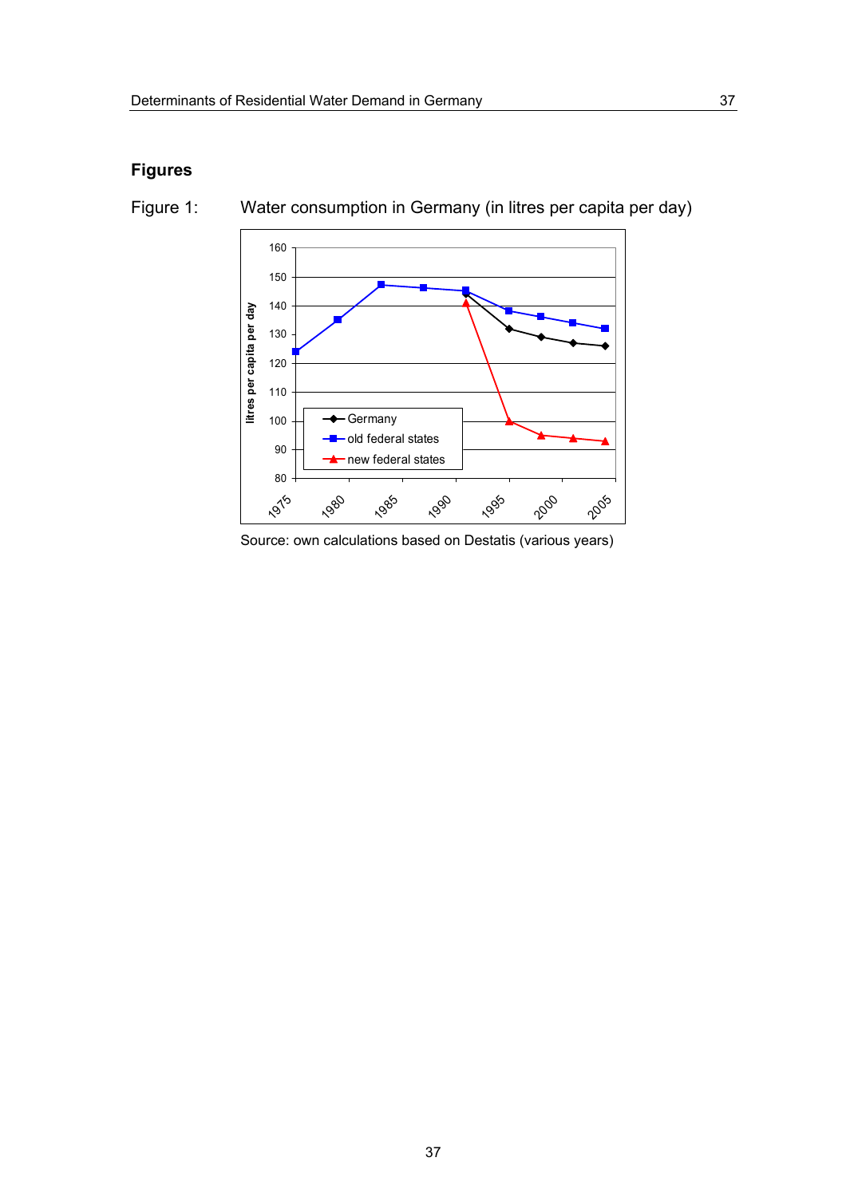## Figures

Figure 1: Water consumption in Germany (in litres per capita per day)

Source: own calculations based on Destatis (various years)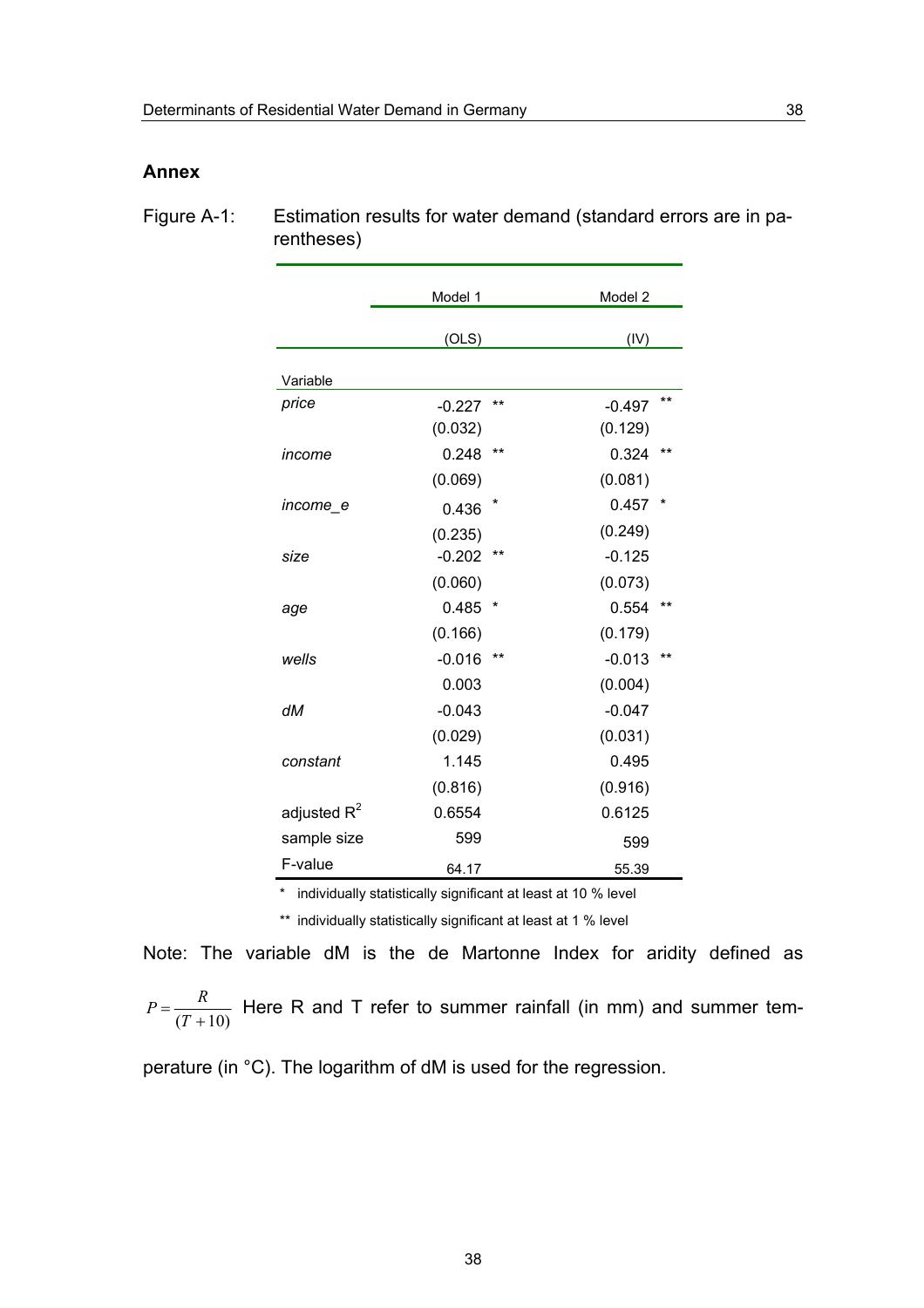## Annex

Figure A-1: Estimation results for water demand (standard errors are in parentheses)

| | Model 1 | | Model 2 | |
|---|---|---|---|---|
| | (OLS) | | (IV) | |
| Variable | | | | |
| *price* | -0.227 | ** | -0.497 | ** |
| | (0.032) | | (0.129) | |
| *income* | 0.248 | ** | 0.324 | ** |
| | (0.069) | | (0.081) | |
| *income_e* | 0.436 | * | 0.457 | * |
| | (0.235) | | (0.249) | |
| *size* | -0.202 | ** | -0.125 | |
| | (0.060) | | (0.073) | |
| *age* | 0.485 | * | 0.554 | ** |
| | (0.166) | | (0.179) | |
| *wells* | -0.016 | ** | -0.013 | ** |
| | 0.003 | | (0.004) | |
| *dM* | -0.043 | | -0.047 | |
| | (0.029) | | (0.031) | |
| *constant* | 1.145 | | 0.495 | |
| | (0.816) | | (0.916) | |
| adjusted $R^2$ | 0.6554 | | 0.6125 | |
| sample size | 599 | | 599 | |
| F-value | 64.17 | | 55.39 | |

\* individually statistically significant at least at 10 % level

\** individually statistically significant at least at 1 % level

Note: The variable dM is the de Martonne Index for aridity defined as $P = \frac{R}{(T+10)}$ Here R and T refer to summer rainfall (in mm) and summer temperature (in °C). The logarithm of dM is used for the regression.